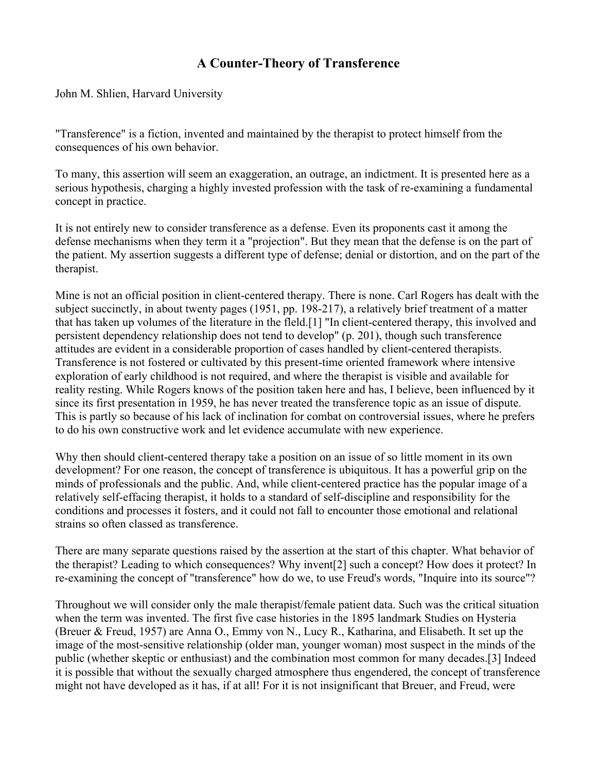# A Counter-Theory of Transference

John M. Shlien, Harvard University

"Transference" is a fiction, invented and maintained by the therapist to protect himself from the consequences of his own behavior.

To many, this assertion will seem an exaggeration, an outrage, an indictment. It is presented here as a serious hypothesis, charging a highly invested profession with the task of re-examining a fundamental concept in practice.

It is not entirely new to consider transference as a defense. Even its proponents cast it among the defense mechanisms when they term it a "projection". But they mean that the defense is on the part of the patient. My assertion suggests a different type of defense; denial or distortion, and on the part of the therapist.

Mine is not an official position in client-centered therapy. There is none. Carl Rogers has dealt with the subject succinctly, in about twenty pages (1951, pp. 198-217), a relatively brief treatment of a matter that has taken up volumes of the literature in the fleld.[1] "In client-centered therapy, this involved and persistent dependency relationship does not tend to develop" (p. 201), though such transference attitudes are evident in a considerable proportion of cases handled by client-centered therapists. Transference is not fostered or cultivated by this present-time oriented framework where intensive exploration of early childhood is not required, and where the therapist is visible and available for reality resting. While Rogers knows of the position taken here and has, I believe, been influenced by it since its first presentation in 1959, he has never treated the transference topic as an issue of dispute. This is partly so because of his lack of inclination for combat on controversial issues, where he prefers to do his own constructive work and let evidence accumulate with new experience.

Why then should client-centered therapy take a position on an issue of so little moment in its own development? For one reason, the concept of transference is ubiquitous. It has a powerful grip on the minds of professionals and the public. And, while client-centered practice has the popular image of a relatively self-effacing therapist, it holds to a standard of self-discipline and responsibility for the conditions and processes it fosters, and it could not fall to encounter those emotional and relational strains so often classed as transference.

There are many separate questions raised by the assertion at the start of this chapter. What behavior of the therapist? Leading to which consequences? Why invent[2] such a concept? How does it protect? In re-examining the concept of "transference" how do we, to use Freud's words, "Inquire into its source"?

Throughout we will consider only the male therapist/female patient data. Such was the critical situation when the term was invented. The first five case histories in the 1895 landmark Studies on Hysteria (Breuer & Freud, 1957) are Anna O., Emmy von N., Lucy R., Katharina, and Elisabeth. It set up the image of the most-sensitive relationship (older man, younger woman) most suspect in the minds of the public (whether skeptic or enthusiast) and the combination most common for many decades.[3] Indeed it is possible that without the sexually charged atmosphere thus engendered, the concept of transference might not have developed as it has, if at all! For it is not insignificant that Breuer, and Freud, were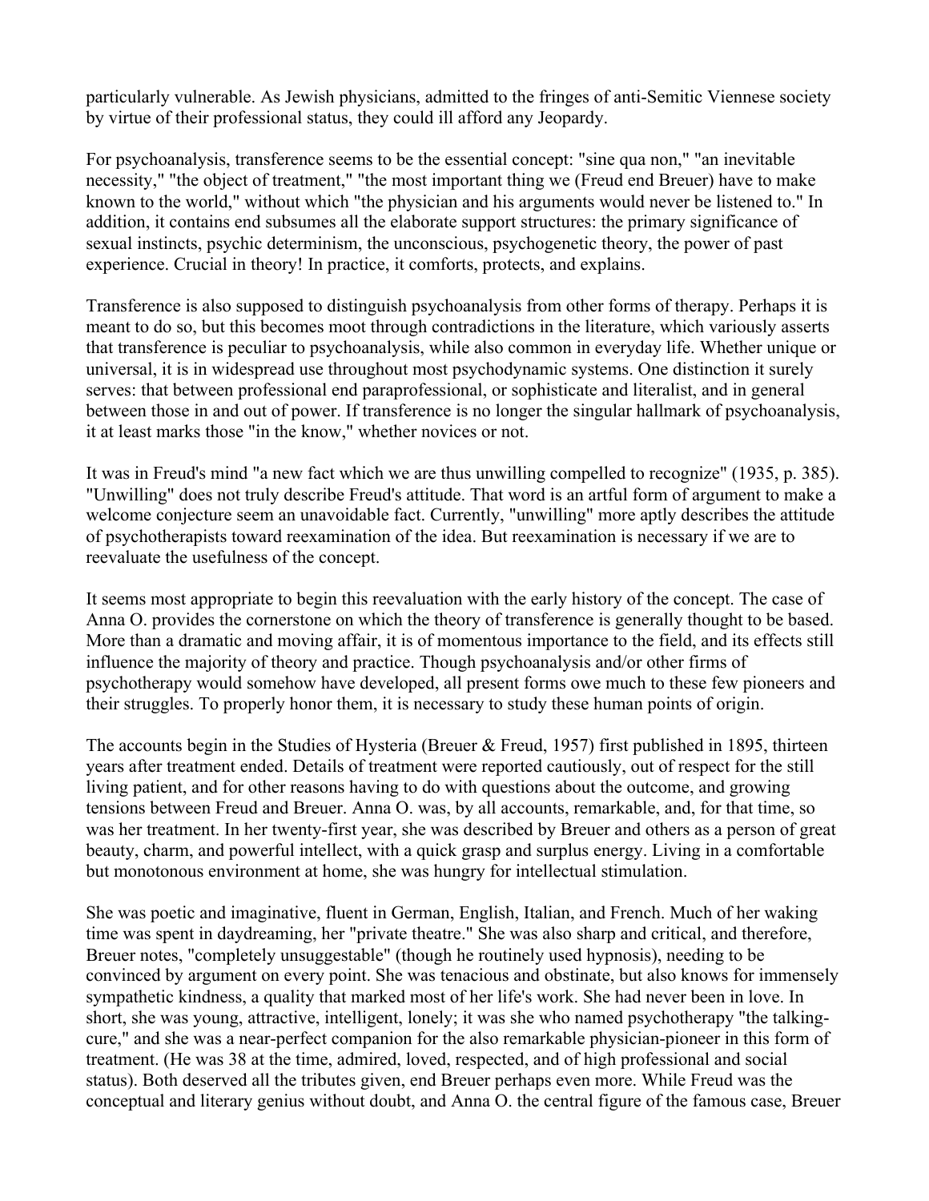particularly vulnerable. As Jewish physicians, admitted to the fringes of anti-Semitic Viennese society by virtue of their professional status, they could ill afford any Jeopardy.

For psychoanalysis, transference seems to be the essential concept: "sine qua non," "an inevitable necessity," "the object of treatment," "the most important thing we (Freud end Breuer) have to make known to the world," without which "the physician and his arguments would never be listened to." In addition, it contains end subsumes all the elaborate support structures: the primary significance of sexual instincts, psychic determinism, the unconscious, psychogenetic theory, the power of past experience. Crucial in theory! In practice, it comforts, protects, and explains.

Transference is also supposed to distinguish psychoanalysis from other forms of therapy. Perhaps it is meant to do so, but this becomes moot through contradictions in the literature, which variously asserts that transference is peculiar to psychoanalysis, while also common in everyday life. Whether unique or universal, it is in widespread use throughout most psychodynamic systems. One distinction it surely serves: that between professional end paraprofessional, or sophisticate and literalist, and in general between those in and out of power. If transference is no longer the singular hallmark of psychoanalysis, it at least marks those "in the know," whether novices or not.

It was in Freud's mind "a new fact which we are thus unwilling compelled to recognize" (1935, p. 385). "Unwilling" does not truly describe Freud's attitude. That word is an artful form of argument to make a welcome conjecture seem an unavoidable fact. Currently, "unwilling" more aptly describes the attitude of psychotherapists toward reexamination of the idea. But reexamination is necessary if we are to reevaluate the usefulness of the concept.

It seems most appropriate to begin this reevaluation with the early history of the concept. The case of Anna O. provides the cornerstone on which the theory of transference is generally thought to be based. More than a dramatic and moving affair, it is of momentous importance to the field, and its effects still influence the majority of theory and practice. Though psychoanalysis and/or other firms of psychotherapy would somehow have developed, all present forms owe much to these few pioneers and their struggles. To properly honor them, it is necessary to study these human points of origin.

The accounts begin in the Studies of Hysteria (Breuer & Freud, 1957) first published in 1895, thirteen years after treatment ended. Details of treatment were reported cautiously, out of respect for the still living patient, and for other reasons having to do with questions about the outcome, and growing tensions between Freud and Breuer. Anna O. was, by all accounts, remarkable, and, for that time, so was her treatment. In her twenty-first year, she was described by Breuer and others as a person of great beauty, charm, and powerful intellect, with a quick grasp and surplus energy. Living in a comfortable but monotonous environment at home, she was hungry for intellectual stimulation.

She was poetic and imaginative, fluent in German, English, Italian, and French. Much of her waking time was spent in daydreaming, her "private theatre." She was also sharp and critical, and therefore, Breuer notes, "completely unsuggestable" (though he routinely used hypnosis), needing to be convinced by argument on every point. She was tenacious and obstinate, but also knows for immensely sympathetic kindness, a quality that marked most of her life's work. She had never been in love. In short, she was young, attractive, intelligent, lonely; it was she who named psychotherapy "the talking-cure," and she was a near-perfect companion for the also remarkable physician-pioneer in this form of treatment. (He was 38 at the time, admired, loved, respected, and of high professional and social status). Both deserved all the tributes given, end Breuer perhaps even more. While Freud was the conceptual and literary genius without doubt, and Anna O. the central figure of the famous case, Breuer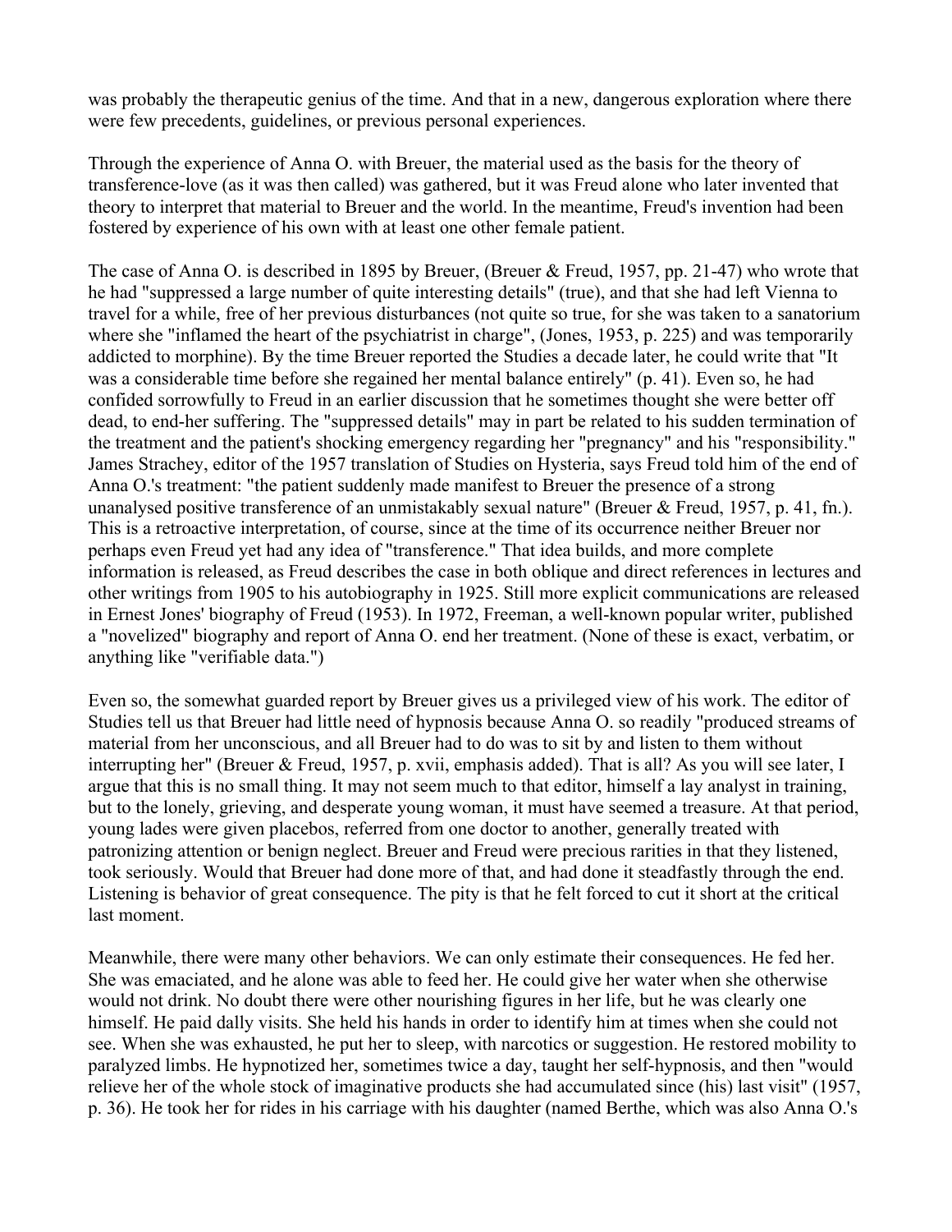was probably the therapeutic genius of the time. And that in a new, dangerous exploration where there were few precedents, guidelines, or previous personal experiences.

Through the experience of Anna O. with Breuer, the material used as the basis for the theory of transference-love (as it was then called) was gathered, but it was Freud alone who later invented that theory to interpret that material to Breuer and the world. In the meantime, Freud's invention had been fostered by experience of his own with at least one other female patient.

The case of Anna O. is described in 1895 by Breuer, (Breuer & Freud, 1957, pp. 21-47) who wrote that he had "suppressed a large number of quite interesting details" (true), and that she had left Vienna to travel for a while, free of her previous disturbances (not quite so true, for she was taken to a sanatorium where she "inflamed the heart of the psychiatrist in charge", (Jones, 1953, p. 225) and was temporarily addicted to morphine). By the time Breuer reported the Studies a decade later, he could write that "It was a considerable time before she regained her mental balance entirely" (p. 41). Even so, he had confided sorrowfully to Freud in an earlier discussion that he sometimes thought she were better off dead, to end-her suffering. The "suppressed details" may in part be related to his sudden termination of the treatment and the patient's shocking emergency regarding her "pregnancy" and his "responsibility." James Strachey, editor of the 1957 translation of Studies on Hysteria, says Freud told him of the end of Anna O.'s treatment: "the patient suddenly made manifest to Breuer the presence of a strong unanalysed positive transference of an unmistakably sexual nature" (Breuer & Freud, 1957, p. 41, fn.). This is a retroactive interpretation, of course, since at the time of its occurrence neither Breuer nor perhaps even Freud yet had any idea of "transference." That idea builds, and more complete information is released, as Freud describes the case in both oblique and direct references in lectures and other writings from 1905 to his autobiography in 1925. Still more explicit communications are released in Ernest Jones' biography of Freud (1953). In 1972, Freeman, a well-known popular writer, published a "novelized" biography and report of Anna O. end her treatment. (None of these is exact, verbatim, or anything like "verifiable data.")

Even so, the somewhat guarded report by Breuer gives us a privileged view of his work. The editor of Studies tell us that Breuer had little need of hypnosis because Anna O. so readily "produced streams of material from her unconscious, and all Breuer had to do was to sit by and listen to them without interrupting her" (Breuer & Freud, 1957, p. xvii, emphasis added). That is all? As you will see later, I argue that this is no small thing. It may not seem much to that editor, himself a lay analyst in training, but to the lonely, grieving, and desperate young woman, it must have seemed a treasure. At that period, young lades were given placebos, referred from one doctor to another, generally treated with patronizing attention or benign neglect. Breuer and Freud were precious rarities in that they listened, took seriously. Would that Breuer had done more of that, and had done it steadfastly through the end. Listening is behavior of great consequence. The pity is that he felt forced to cut it short at the critical last moment.

Meanwhile, there were many other behaviors. We can only estimate their consequences. He fed her. She was emaciated, and he alone was able to feed her. He could give her water when she otherwise would not drink. No doubt there were other nourishing figures in her life, but he was clearly one himself. He paid dally visits. She held his hands in order to identify him at times when she could not see. When she was exhausted, he put her to sleep, with narcotics or suggestion. He restored mobility to paralyzed limbs. He hypnotized her, sometimes twice a day, taught her self-hypnosis, and then "would relieve her of the whole stock of imaginative products she had accumulated since (his) last visit" (1957, p. 36). He took her for rides in his carriage with his daughter (named Berthe, which was also Anna O.'s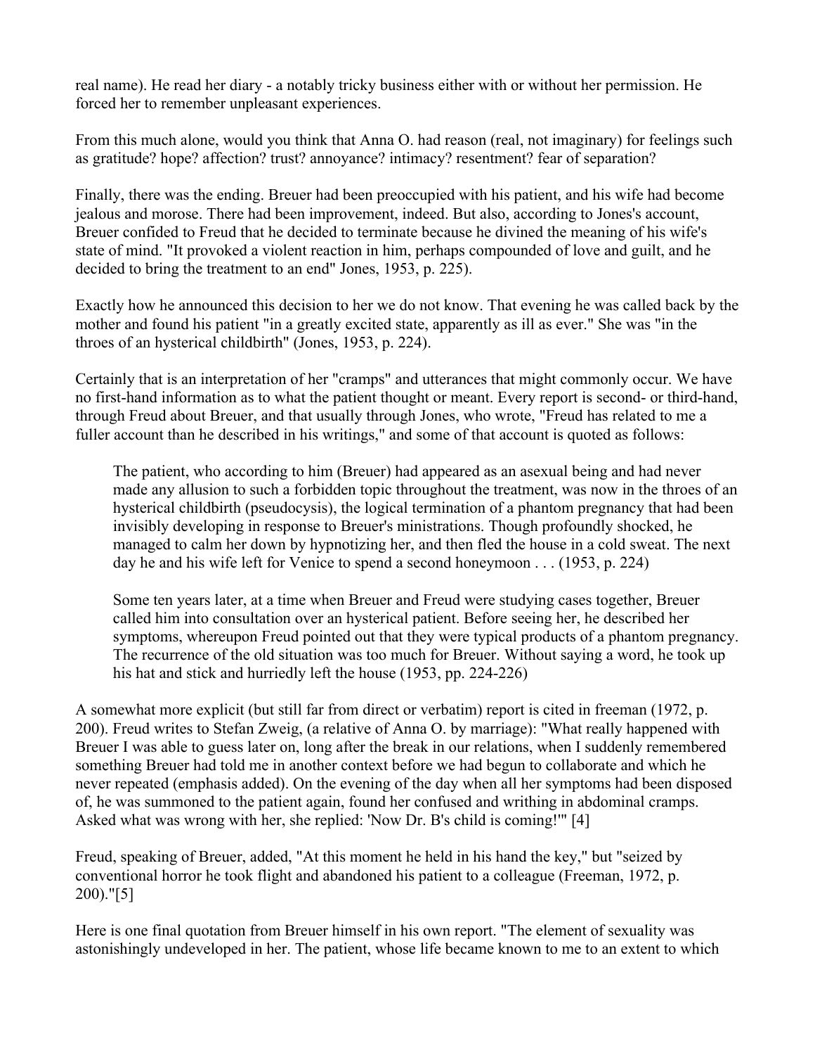real name). He read her diary - a notably tricky business either with or without her permission. He forced her to remember unpleasant experiences.

From this much alone, would you think that Anna O. had reason (real, not imaginary) for feelings such as gratitude? hope? affection? trust? annoyance? intimacy? resentment? fear of separation?

Finally, there was the ending. Breuer had been preoccupied with his patient, and his wife had become jealous and morose. There had been improvement, indeed. But also, according to Jones's account, Breuer confided to Freud that he decided to terminate because he divined the meaning of his wife's state of mind. "It provoked a violent reaction in him, perhaps compounded of love and guilt, and he decided to bring the treatment to an end" Jones, 1953, p. 225).

Exactly how he announced this decision to her we do not know. That evening he was called back by the mother and found his patient "in a greatly excited state, apparently as ill as ever." She was "in the throes of an hysterical childbirth" (Jones, 1953, p. 224).

Certainly that is an interpretation of her "cramps" and utterances that might commonly occur. We have no first-hand information as to what the patient thought or meant. Every report is second- or third-hand, through Freud about Breuer, and that usually through Jones, who wrote, "Freud has related to me a fuller account than he described in his writings," and some of that account is quoted as follows:

> The patient, who according to him (Breuer) had appeared as an asexual being and had never made any allusion to such a forbidden topic throughout the treatment, was now in the throes of an hysterical childbirth (pseudocysis), the logical termination of a phantom pregnancy that had been invisibly developing in response to Breuer's ministrations. Though profoundly shocked, he managed to calm her down by hypnotizing her, and then fled the house in a cold sweat. The next day he and his wife left for Venice to spend a second honeymoon . . . (1953, p. 224)
>
> Some ten years later, at a time when Breuer and Freud were studying cases together, Breuer called him into consultation over an hysterical patient. Before seeing her, he described her symptoms, whereupon Freud pointed out that they were typical products of a phantom pregnancy. The recurrence of the old situation was too much for Breuer. Without saying a word, he took up his hat and stick and hurriedly left the house (1953, pp. 224-226)

A somewhat more explicit (but still far from direct or verbatim) report is cited in freeman (1972, p. 200). Freud writes to Stefan Zweig, (a relative of Anna O. by marriage): "What really happened with Breuer I was able to guess later on, long after the break in our relations, when I suddenly remembered something Breuer had told me in another context before we had begun to collaborate and which he never repeated (emphasis added). On the evening of the day when all her symptoms had been disposed of, he was summoned to the patient again, found her confused and writhing in abdominal cramps. Asked what was wrong with her, she replied: 'Now Dr. B's child is coming!'" [4]

Freud, speaking of Breuer, added, "At this moment he held in his hand the key," but "seized by conventional horror he took flight and abandoned his patient to a colleague (Freeman, 1972, p. 200)."[5]

Here is one final quotation from Breuer himself in his own report. "The element of sexuality was astonishingly undeveloped in her. The patient, whose life became known to me to an extent to which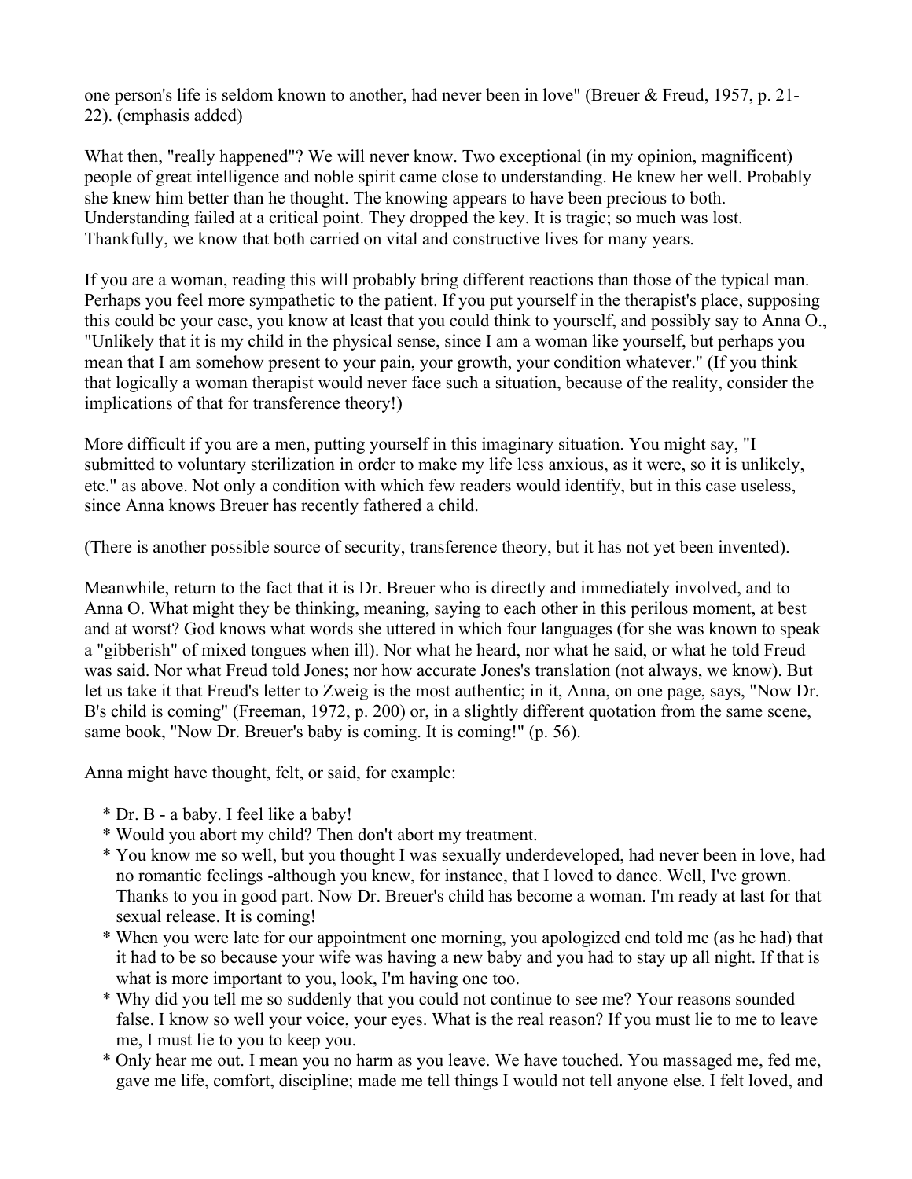one person's life is seldom known to another, had never been in love" (Breuer & Freud, 1957, p. 21-22). (emphasis added)

What then, "really happened"? We will never know. Two exceptional (in my opinion, magnificent) people of great intelligence and noble spirit came close to understanding. He knew her well. Probably she knew him better than he thought. The knowing appears to have been precious to both. Understanding failed at a critical point. They dropped the key. It is tragic; so much was lost. Thankfully, we know that both carried on vital and constructive lives for many years.

If you are a woman, reading this will probably bring different reactions than those of the typical man. Perhaps you feel more sympathetic to the patient. If you put yourself in the therapist's place, supposing this could be your case, you know at least that you could think to yourself, and possibly say to Anna O., "Unlikely that it is my child in the physical sense, since I am a woman like yourself, but perhaps you mean that I am somehow present to your pain, your growth, your condition whatever." (If you think that logically a woman therapist would never face such a situation, because of the reality, consider the implications of that for transference theory!)

More difficult if you are a men, putting yourself in this imaginary situation. You might say, "I submitted to voluntary sterilization in order to make my life less anxious, as it were, so it is unlikely, etc." as above. Not only a condition with which few readers would identify, but in this case useless, since Anna knows Breuer has recently fathered a child.

(There is another possible source of security, transference theory, but it has not yet been invented).

Meanwhile, return to the fact that it is Dr. Breuer who is directly and immediately involved, and to Anna O. What might they be thinking, meaning, saying to each other in this perilous moment, at best and at worst? God knows what words she uttered in which four languages (for she was known to speak a "gibberish" of mixed tongues when ill). Nor what he heard, nor what he said, or what he told Freud was said. Nor what Freud told Jones; nor how accurate Jones's translation (not always, we know). But let us take it that Freud's letter to Zweig is the most authentic; in it, Anna, on one page, says, "Now Dr. B's child is coming" (Freeman, 1972, p. 200) or, in a slightly different quotation from the same scene, same book, "Now Dr. Breuer's baby is coming. It is coming!" (p. 56).

Anna might have thought, felt, or said, for example:

* Dr. B - a baby. I feel like a baby!
* Would you abort my child? Then don't abort my treatment.
* You know me so well, but you thought I was sexually underdeveloped, had never been in love, had no romantic feelings -although you knew, for instance, that I loved to dance. Well, I've grown. Thanks to you in good part. Now Dr. Breuer's child has become a woman. I'm ready at last for that sexual release. It is coming!
* When you were late for our appointment one morning, you apologized end told me (as he had) that it had to be so because your wife was having a new baby and you had to stay up all night. If that is what is more important to you, look, I'm having one too.
* Why did you tell me so suddenly that you could not continue to see me? Your reasons sounded false. I know so well your voice, your eyes. What is the real reason? If you must lie to me to leave me, I must lie to you to keep you.
* Only hear me out. I mean you no harm as you leave. We have touched. You massaged me, fed me, gave me life, comfort, discipline; made me tell things I would not tell anyone else. I felt loved, and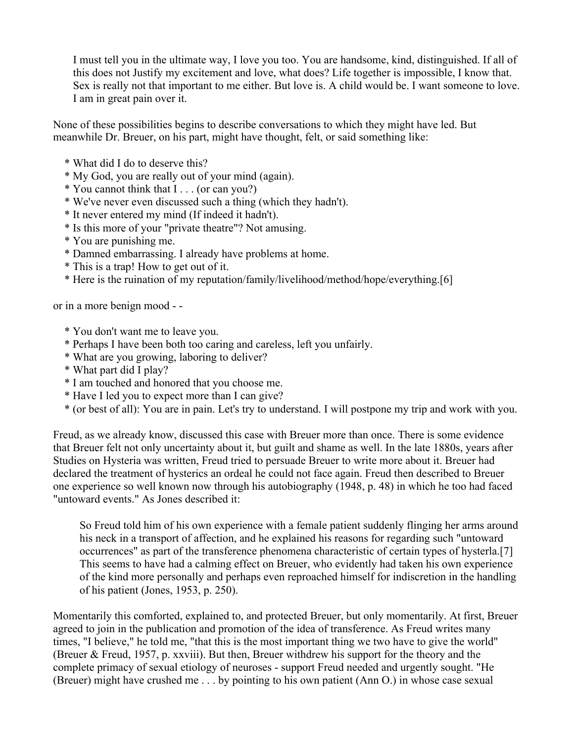> I must tell you in the ultimate way, I love you too. You are handsome, kind, distinguished. If all of this does not Justify my excitement and love, what does? Life together is impossible, I know that. Sex is really not that important to me either. But love is. A child would be. I want someone to love. I am in great pain over it.

None of these possibilities begins to describe conversations to which they might have led. But meanwhile Dr. Breuer, on his part, might have thought, felt, or said something like:

- What did I do to deserve this?
- My God, you are really out of your mind (again).
- You cannot think that I . . . (or can you?)
- We've never even discussed such a thing (which they hadn't).
- It never entered my mind (If indeed it hadn't).
- Is this more of your "private theatre"? Not amusing.
- You are punishing me.
- Damned embarrassing. I already have problems at home.
- This is a trap! How to get out of it.
- Here is the ruination of my reputation/family/livelihood/method/hope/everything.[6]

or in a more benign mood - -

- You don't want me to leave you.
- Perhaps I have been both too caring and careless, left you unfairly.
- What are you growing, laboring to deliver?
- What part did I play?
- I am touched and honored that you choose me.
- Have I led you to expect more than I can give?
- (or best of all): You are in pain. Let's try to understand. I will postpone my trip and work with you.

Freud, as we already know, discussed this case with Breuer more than once. There is some evidence that Breuer felt not only uncertainty about it, but guilt and shame as well. In the late 1880s, years after Studies on Hysteria was written, Freud tried to persuade Breuer to write more about it. Breuer had declared the treatment of hysterics an ordeal he could not face again. Freud then described to Breuer one experience so well known now through his autobiography (1948, p. 48) in which he too had faced "untoward events." As Jones described it:

> So Freud told him of his own experience with a female patient suddenly flinging her arms around his neck in a transport of affection, and he explained his reasons for regarding such "untoward occurrences" as part of the transference phenomena characteristic of certain types of hysterla.[7] This seems to have had a calming effect on Breuer, who evidently had taken his own experience of the kind more personally and perhaps even reproached himself for indiscretion in the handling of his patient (Jones, 1953, p. 250).

Momentarily this comforted, explained to, and protected Breuer, but only momentarily. At first, Breuer agreed to join in the publication and promotion of the idea of transference. As Freud writes many times, "I believe," he told me, "that this is the most important thing we two have to give the world" (Breuer & Freud, 1957, p. xxviii). But then, Breuer withdrew his support for the theory and the complete primacy of sexual etiology of neuroses - support Freud needed and urgently sought. "He (Breuer) might have crushed me . . . by pointing to his own patient (Ann O.) in whose case sexual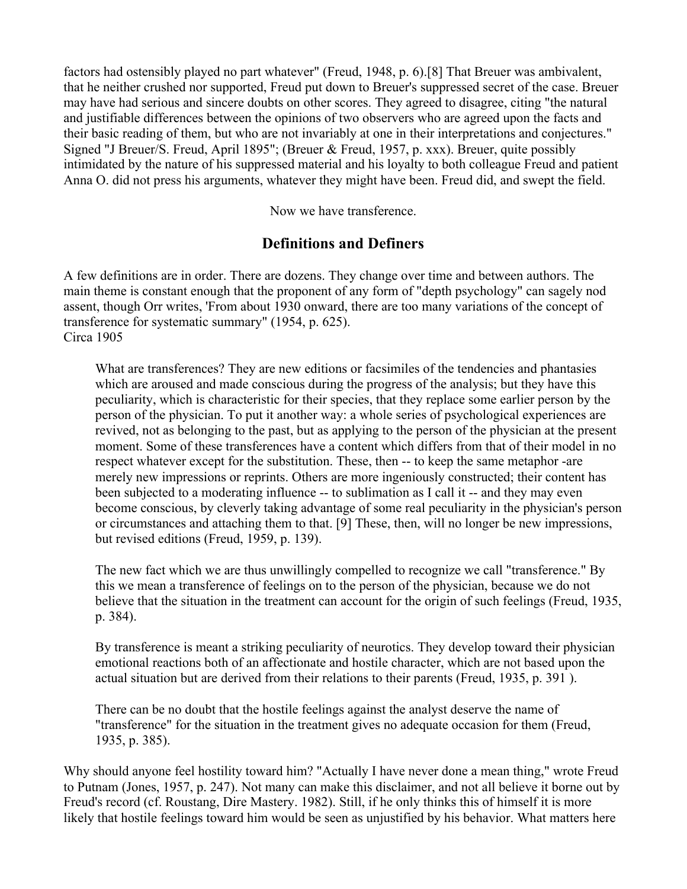factors had ostensibly played no part whatever" (Freud, 1948, p. 6).[8] That Breuer was ambivalent, that he neither crushed nor supported, Freud put down to Breuer's suppressed secret of the case. Breuer may have had serious and sincere doubts on other scores. They agreed to disagree, citing "the natural and justifiable differences between the opinions of two observers who are agreed upon the facts and their basic reading of them, but who are not invariably at one in their interpretations and conjectures." Signed "J Breuer/S. Freud, April 1895"; (Breuer & Freud, 1957, p. xxx). Breuer, quite possibly intimidated by the nature of his suppressed material and his loyalty to both colleague Freud and patient Anna O. did not press his arguments, whatever they might have been. Freud did, and swept the field.

Now we have transference.

## Definitions and Definers

A few definitions are in order. There are dozens. They change over time and between authors. The main theme is constant enough that the proponent of any form of "depth psychology" can sagely nod assent, though Orr writes, 'From about 1930 onward, there are too many variations of the concept of transference for systematic summary" (1954, p. 625).
Circa 1905

> What are transferences? They are new editions or facsimiles of the tendencies and phantasies which are aroused and made conscious during the progress of the analysis; but they have this peculiarity, which is characteristic for their species, that they replace some earlier person by the person of the physician. To put it another way: a whole series of psychological experiences are revived, not as belonging to the past, but as applying to the person of the physician at the present moment. Some of these transferences have a content which differs from that of their model in no respect whatever except for the substitution. These, then -- to keep the same metaphor -are merely new impressions or reprints. Others are more ingeniously constructed; their content has been subjected to a moderating influence -- to sublimation as I call it -- and they may even become conscious, by cleverly taking advantage of some real peculiarity in the physician's person or circumstances and attaching them to that. [9] These, then, will no longer be new impressions, but revised editions (Freud, 1959, p. 139).

> The new fact which we are thus unwillingly compelled to recognize we call "transference." By this we mean a transference of feelings on to the person of the physician, because we do not believe that the situation in the treatment can account for the origin of such feelings (Freud, 1935, p. 384).

> By transference is meant a striking peculiarity of neurotics. They develop toward their physician emotional reactions both of an affectionate and hostile character, which are not based upon the actual situation but are derived from their relations to their parents (Freud, 1935, p. 391 ).

> There can be no doubt that the hostile feelings against the analyst deserve the name of "transference" for the situation in the treatment gives no adequate occasion for them (Freud, 1935, p. 385).

Why should anyone feel hostility toward him? "Actually I have never done a mean thing," wrote Freud to Putnam (Jones, 1957, p. 247). Not many can make this disclaimer, and not all believe it borne out by Freud's record (cf. Roustang, Dire Mastery. 1982). Still, if he only thinks this of himself it is more likely that hostile feelings toward him would be seen as unjustified by his behavior. What matters here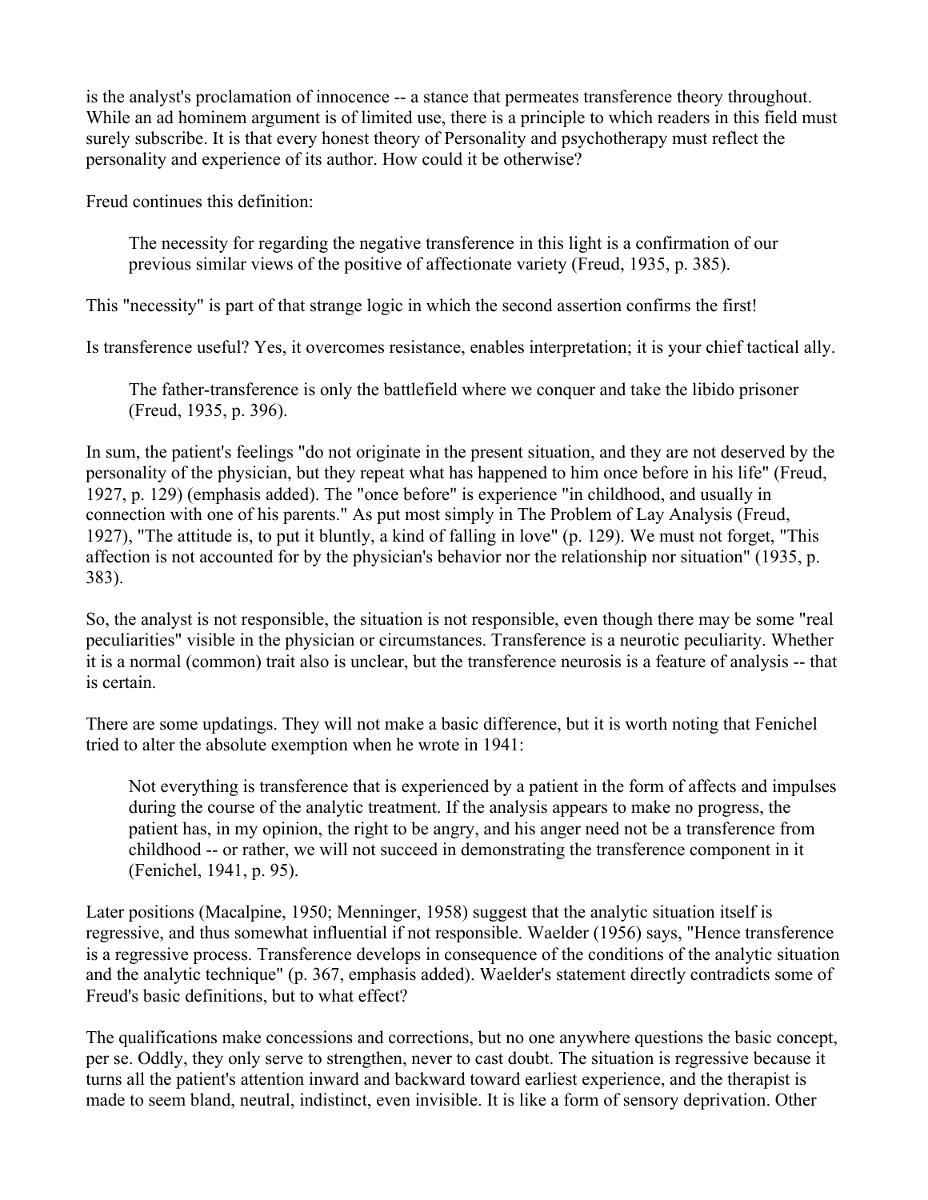is the analyst's proclamation of innocence -- a stance that permeates transference theory throughout. While an ad hominem argument is of limited use, there is a principle to which readers in this field must surely subscribe. It is that every honest theory of Personality and psychotherapy must reflect the personality and experience of its author. How could it be otherwise?

Freud continues this definition:

> The necessity for regarding the negative transference in this light is a confirmation of our previous similar views of the positive of affectionate variety (Freud, 1935, p. 385).

This "necessity" is part of that strange logic in which the second assertion confirms the first!

Is transference useful? Yes, it overcomes resistance, enables interpretation; it is your chief tactical ally.

> The father-transference is only the battlefield where we conquer and take the libido prisoner (Freud, 1935, p. 396).

In sum, the patient's feelings "do not originate in the present situation, and they are not deserved by the personality of the physician, but they repeat what has happened to him once before in his life" (Freud, 1927, p. 129) (emphasis added). The "once before" is experience "in childhood, and usually in connection with one of his parents." As put most simply in The Problem of Lay Analysis (Freud, 1927), "The attitude is, to put it bluntly, a kind of falling in love" (p. 129). We must not forget, "This affection is not accounted for by the physician's behavior nor the relationship nor situation" (1935, p. 383).

So, the analyst is not responsible, the situation is not responsible, even though there may be some "real peculiarities" visible in the physician or circumstances. Transference is a neurotic peculiarity. Whether it is a normal (common) trait also is unclear, but the transference neurosis is a feature of analysis -- that is certain.

There are some updatings. They will not make a basic difference, but it is worth noting that Fenichel tried to alter the absolute exemption when he wrote in 1941:

> Not everything is transference that is experienced by a patient in the form of affects and impulses during the course of the analytic treatment. If the analysis appears to make no progress, the patient has, in my opinion, the right to be angry, and his anger need not be a transference from childhood -- or rather, we will not succeed in demonstrating the transference component in it (Fenichel, 1941, p. 95).

Later positions (Macalpine, 1950; Menninger, 1958) suggest that the analytic situation itself is regressive, and thus somewhat influential if not responsible. Waelder (1956) says, "Hence transference is a regressive process. Transference develops in consequence of the conditions of the analytic situation and the analytic technique" (p. 367, emphasis added). Waelder's statement directly contradicts some of Freud's basic definitions, but to what effect?

The qualifications make concessions and corrections, but no one anywhere questions the basic concept, per se. Oddly, they only serve to strengthen, never to cast doubt. The situation is regressive because it turns all the patient's attention inward and backward toward earliest experience, and the therapist is made to seem bland, neutral, indistinct, even invisible. It is like a form of sensory deprivation. Other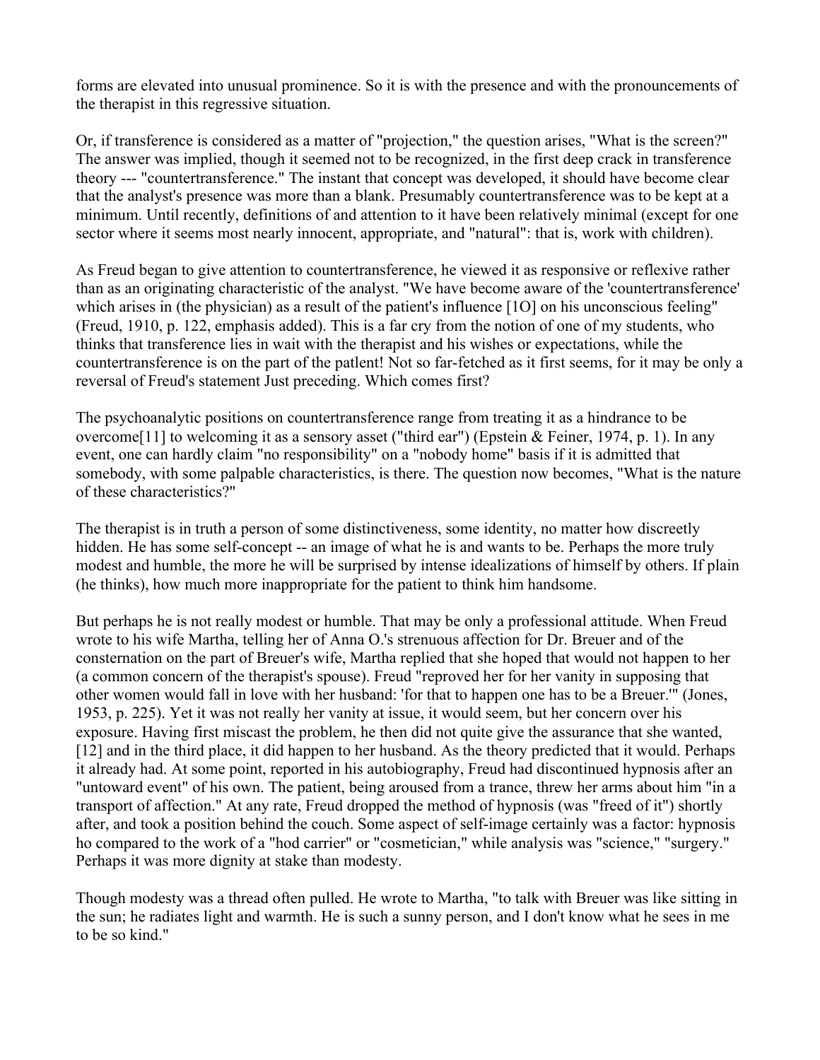forms are elevated into unusual prominence. So it is with the presence and with the pronouncements of the therapist in this regressive situation.

Or, if transference is considered as a matter of "projection," the question arises, "What is the screen?" The answer was implied, though it seemed not to be recognized, in the first deep crack in transference theory --- "countertransference." The instant that concept was developed, it should have become clear that the analyst's presence was more than a blank. Presumably countertransference was to be kept at a minimum. Until recently, definitions of and attention to it have been relatively minimal (except for one sector where it seems most nearly innocent, appropriate, and "natural": that is, work with children).

As Freud began to give attention to countertransference, he viewed it as responsive or reflexive rather than as an originating characteristic of the analyst. "We have become aware of the 'countertransference' which arises in (the physician) as a result of the patient's influence [1O] on his unconscious feeling" (Freud, 1910, p. 122, emphasis added). This is a far cry from the notion of one of my students, who thinks that transference lies in wait with the therapist and his wishes or expectations, while the countertransference is on the part of the patlent! Not so far-fetched as it first seems, for it may be only a reversal of Freud's statement Just preceding. Which comes first?

The psychoanalytic positions on countertransference range from treating it as a hindrance to be overcome[11] to welcoming it as a sensory asset ("third ear") (Epstein & Feiner, 1974, p. 1). In any event, one can hardly claim "no responsibility" on a "nobody home" basis if it is admitted that somebody, with some palpable characteristics, is there. The question now becomes, "What is the nature of these characteristics?"

The therapist is in truth a person of some distinctiveness, some identity, no matter how discreetly hidden. He has some self-concept -- an image of what he is and wants to be. Perhaps the more truly modest and humble, the more he will be surprised by intense idealizations of himself by others. If plain (he thinks), how much more inappropriate for the patient to think him handsome.

But perhaps he is not really modest or humble. That may be only a professional attitude. When Freud wrote to his wife Martha, telling her of Anna O.'s strenuous affection for Dr. Breuer and of the consternation on the part of Breuer's wife, Martha replied that she hoped that would not happen to her (a common concern of the therapist's spouse). Freud "reproved her for her vanity in supposing that other women would fall in love with her husband: 'for that to happen one has to be a Breuer.'" (Jones, 1953, p. 225). Yet it was not really her vanity at issue, it would seem, but her concern over his exposure. Having first miscast the problem, he then did not quite give the assurance that she wanted, [12] and in the third place, it did happen to her husband. As the theory predicted that it would. Perhaps it already had. At some point, reported in his autobiography, Freud had discontinued hypnosis after an "untoward event" of his own. The patient, being aroused from a trance, threw her arms about him "in a transport of affection." At any rate, Freud dropped the method of hypnosis (was "freed of it") shortly after, and took a position behind the couch. Some aspect of self-image certainly was a factor: hypnosis ho compared to the work of a "hod carrier" or "cosmetician," while analysis was "science," "surgery." Perhaps it was more dignity at stake than modesty.

Though modesty was a thread often pulled. He wrote to Martha, "to talk with Breuer was like sitting in the sun; he radiates light and warmth. He is such a sunny person, and I don't know what he sees in me to be so kind."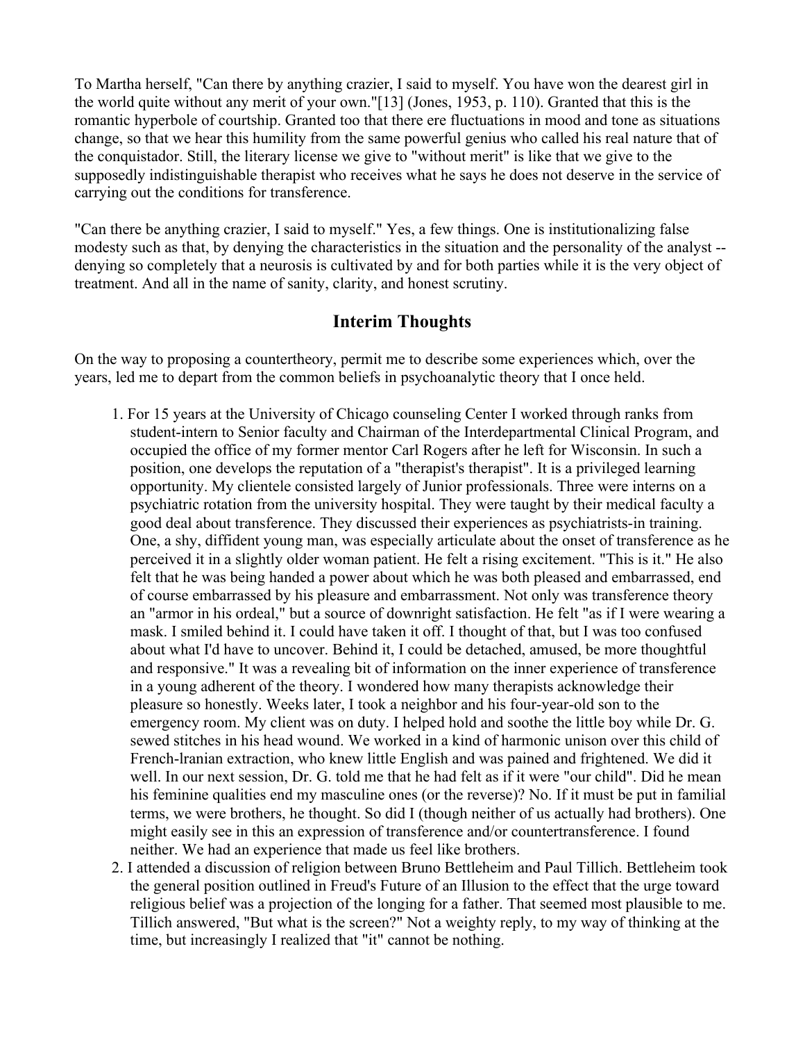To Martha herself, "Can there by anything crazier, I said to myself. You have won the dearest girl in the world quite without any merit of your own."[13] (Jones, 1953, p. 110). Granted that this is the romantic hyperbole of courtship. Granted too that there ere fluctuations in mood and tone as situations change, so that we hear this humility from the same powerful genius who called his real nature that of the conquistador. Still, the literary license we give to "without merit" is like that we give to the supposedly indistinguishable therapist who receives what he says he does not deserve in the service of carrying out the conditions for transference.

"Can there be anything crazier, I said to myself." Yes, a few things. One is institutionalizing false modesty such as that, by denying the characteristics in the situation and the personality of the analyst -- denying so completely that a neurosis is cultivated by and for both parties while it is the very object of treatment. And all in the name of sanity, clarity, and honest scrutiny.

## Interim Thoughts

On the way to proposing a countertheory, permit me to describe some experiences which, over the years, led me to depart from the common beliefs in psychoanalytic theory that I once held.

1. For 15 years at the University of Chicago counseling Center I worked through ranks from student-intern to Senior faculty and Chairman of the Interdepartmental Clinical Program, and occupied the office of my former mentor Carl Rogers after he left for Wisconsin. In such a position, one develops the reputation of a "therapist's therapist". It is a privileged learning opportunity. My clientele consisted largely of Junior professionals. Three were interns on a psychiatric rotation from the university hospital. They were taught by their medical faculty a good deal about transference. They discussed their experiences as psychiatrists-in training. One, a shy, diffident young man, was especially articulate about the onset of transference as he perceived it in a slightly older woman patient. He felt a rising excitement. "This is it." He also felt that he was being handed a power about which he was both pleased and embarrassed, end of course embarrassed by his pleasure and embarrassment. Not only was transference theory an "armor in his ordeal," but a source of downright satisfaction. He felt "as if I were wearing a mask. I smiled behind it. I could have taken it off. I thought of that, but I was too confused about what I'd have to uncover. Behind it, I could be detached, amused, be more thoughtful and responsive." It was a revealing bit of information on the inner experience of transference in a young adherent of the theory. I wondered how many therapists acknowledge their pleasure so honestly. Weeks later, I took a neighbor and his four-year-old son to the emergency room. My client was on duty. I helped hold and soothe the little boy while Dr. G. sewed stitches in his head wound. We worked in a kind of harmonic unison over this child of French-lranian extraction, who knew little English and was pained and frightened. We did it well. In our next session, Dr. G. told me that he had felt as if it were "our child". Did he mean his feminine qualities end my masculine ones (or the reverse)? No. If it must be put in familial terms, we were brothers, he thought. So did I (though neither of us actually had brothers). One might easily see in this an expression of transference and/or countertransference. I found neither. We had an experience that made us feel like brothers.
2. I attended a discussion of religion between Bruno Bettleheim and Paul Tillich. Bettleheim took the general position outlined in Freud's Future of an Illusion to the effect that the urge toward religious belief was a projection of the longing for a father. That seemed most plausible to me. Tillich answered, "But what is the screen?" Not a weighty reply, to my way of thinking at the time, but increasingly I realized that "it" cannot be nothing.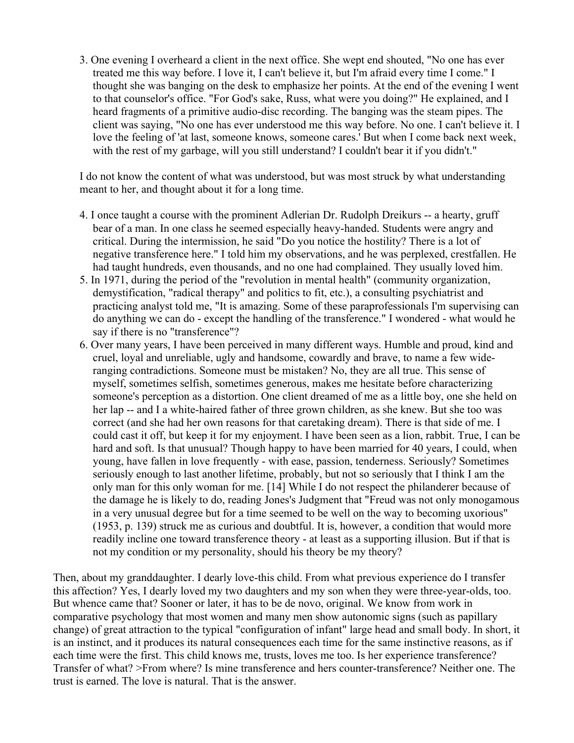3. One evening I overheard a client in the next office. She wept end shouted, "No one has ever treated me this way before. I love it, I can't believe it, but I'm afraid every time I come." I thought she was banging on the desk to emphasize her points. At the end of the evening I went to that counselor's office. "For God's sake, Russ, what were you doing?" He explained, and I heard fragments of a primitive audio-disc recording. The banging was the steam pipes. The client was saying, "No one has ever understood me this way before. No one. I can't believe it. I love the feeling of 'at last, someone knows, someone cares.' But when I come back next week, with the rest of my garbage, will you still understand? I couldn't bear it if you didn't."

   I do not know the content of what was understood, but was most struck by what understanding meant to her, and thought about it for a long time.

4. I once taught a course with the prominent Adlerian Dr. Rudolph Dreikurs -- a hearty, gruff bear of a man. In one class he seemed especially heavy-handed. Students were angry and critical. During the intermission, he said "Do you notice the hostility? There is a lot of negative transference here." I told him my observations, and he was perplexed, crestfallen. He had taught hundreds, even thousands, and no one had complained. They usually loved him.
5. In 1971, during the period of the "revolution in mental health" (community organization, demystification, "radical therapy" and politics to fit, etc.), a consulting psychiatrist and practicing analyst told me, "It is amazing. Some of these paraprofessionals I'm supervising can do anything we can do - except the handling of the transference." I wondered - what would he say if there is no "transference"?
6. Over many years, I have been perceived in many different ways. Humble and proud, kind and cruel, loyal and unreliable, ugly and handsome, cowardly and brave, to name a few wide-ranging contradictions. Someone must be mistaken? No, they are all true. This sense of myself, sometimes selfish, sometimes generous, makes me hesitate before characterizing someone's perception as a distortion. One client dreamed of me as a little boy, one she held on her lap -- and I a white-haired father of three grown children, as she knew. But she too was correct (and she had her own reasons for that caretaking dream). There is that side of me. I could cast it off, but keep it for my enjoyment. I have been seen as a lion, rabbit. True, I can be hard and soft. Is that unusual? Though happy to have been married for 40 years, I could, when young, have fallen in love frequently - with ease, passion, tenderness. Seriously? Sometimes seriously enough to last another lifetime, probably, but not so seriously that I think I am the only man for this only woman for me. [14] While I do not respect the philanderer because of the damage he is likely to do, reading Jones's Judgment that "Freud was not only monogamous in a very unusual degree but for a time seemed to be well on the way to becoming uxorious" (1953, p. 139) struck me as curious and doubtful. It is, however, a condition that would more readily incline one toward transference theory - at least as a supporting illusion. But if that is not my condition or my personality, should his theory be my theory?

Then, about my granddaughter. I dearly love-this child. From what previous experience do I transfer this affection? Yes, I dearly loved my two daughters and my son when they were three-year-olds, too. But whence came that? Sooner or later, it has to be de novo, original. We know from work in comparative psychology that most women and many men show autonomic signs (such as papillary change) of great attraction to the typical "configuration of infant" large head and small body. In short, it is an instinct, and it produces its natural consequences each time for the same instinctive reasons, as if each time were the first. This child knows me, trusts, loves me too. Is her experience transference? Transfer of what? >From where? Is mine transference and hers counter-transference? Neither one. The trust is earned. The love is natural. That is the answer.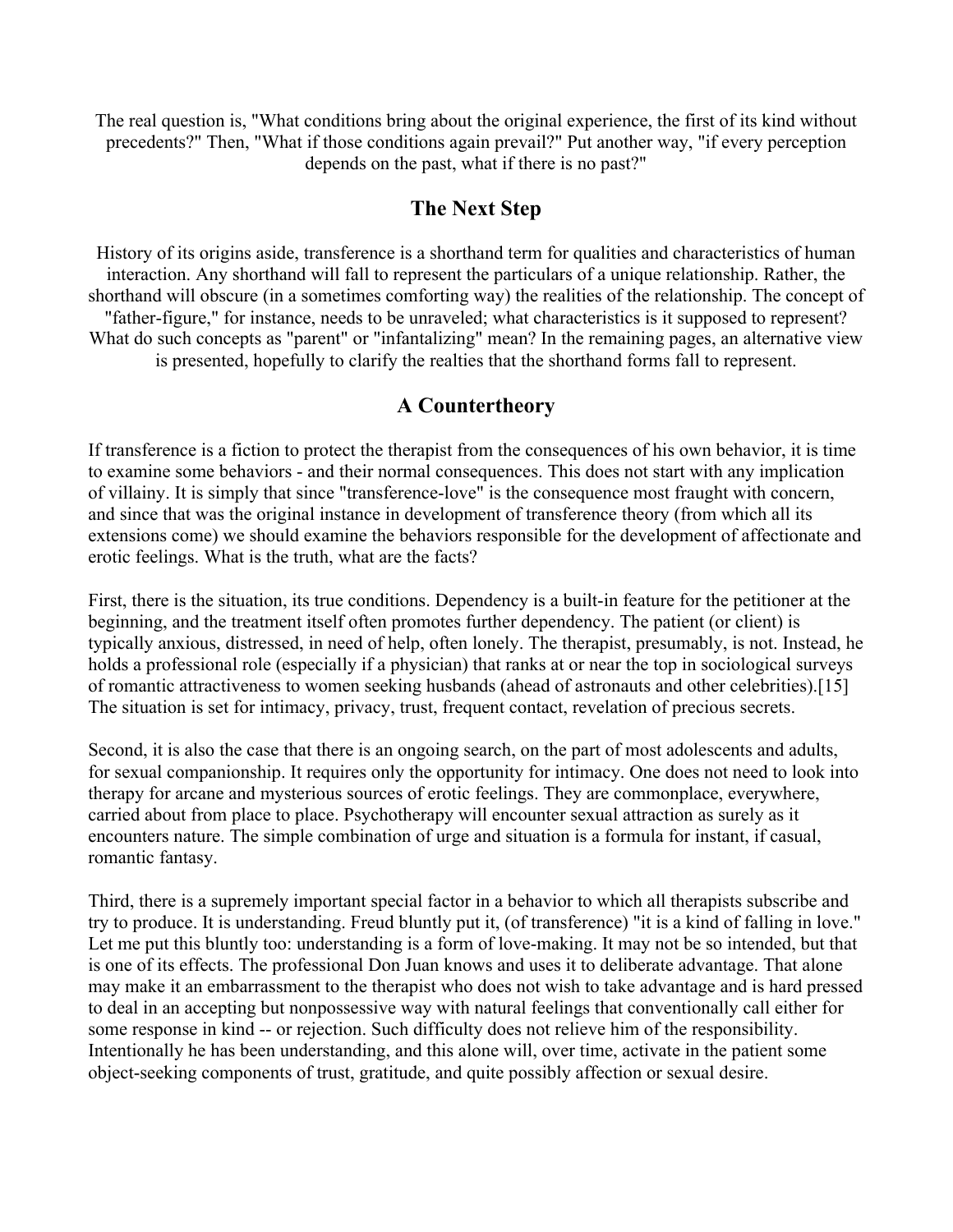The real question is, "What conditions bring about the original experience, the first of its kind without precedents?" Then, "What if those conditions again prevail?" Put another way, "if every perception depends on the past, what if there is no past?"

## The Next Step

History of its origins aside, transference is a shorthand term for qualities and characteristics of human interaction. Any shorthand will fall to represent the particulars of a unique relationship. Rather, the shorthand will obscure (in a sometimes comforting way) the realities of the relationship. The concept of "father-figure," for instance, needs to be unraveled; what characteristics is it supposed to represent? What do such concepts as "parent" or "infantalizing" mean? In the remaining pages, an alternative view is presented, hopefully to clarify the realties that the shorthand forms fall to represent.

## A Countertheory

If transference is a fiction to protect the therapist from the consequences of his own behavior, it is time to examine some behaviors - and their normal consequences. This does not start with any implication of villainy. It is simply that since "transference-love" is the consequence most fraught with concern, and since that was the original instance in development of transference theory (from which all its extensions come) we should examine the behaviors responsible for the development of affectionate and erotic feelings. What is the truth, what are the facts?

First, there is the situation, its true conditions. Dependency is a built-in feature for the petitioner at the beginning, and the treatment itself often promotes further dependency. The patient (or client) is typically anxious, distressed, in need of help, often lonely. The therapist, presumably, is not. Instead, he holds a professional role (especially if a physician) that ranks at or near the top in sociological surveys of romantic attractiveness to women seeking husbands (ahead of astronauts and other celebrities).[15] The situation is set for intimacy, privacy, trust, frequent contact, revelation of precious secrets.

Second, it is also the case that there is an ongoing search, on the part of most adolescents and adults, for sexual companionship. It requires only the opportunity for intimacy. One does not need to look into therapy for arcane and mysterious sources of erotic feelings. They are commonplace, everywhere, carried about from place to place. Psychotherapy will encounter sexual attraction as surely as it encounters nature. The simple combination of urge and situation is a formula for instant, if casual, romantic fantasy.

Third, there is a supremely important special factor in a behavior to which all therapists subscribe and try to produce. It is understanding. Freud bluntly put it, (of transference) "it is a kind of falling in love." Let me put this bluntly too: understanding is a form of love-making. It may not be so intended, but that is one of its effects. The professional Don Juan knows and uses it to deliberate advantage. That alone may make it an embarrassment to the therapist who does not wish to take advantage and is hard pressed to deal in an accepting but nonpossessive way with natural feelings that conventionally call either for some response in kind -- or rejection. Such difficulty does not relieve him of the responsibility. Intentionally he has been understanding, and this alone will, over time, activate in the patient some object-seeking components of trust, gratitude, and quite possibly affection or sexual desire.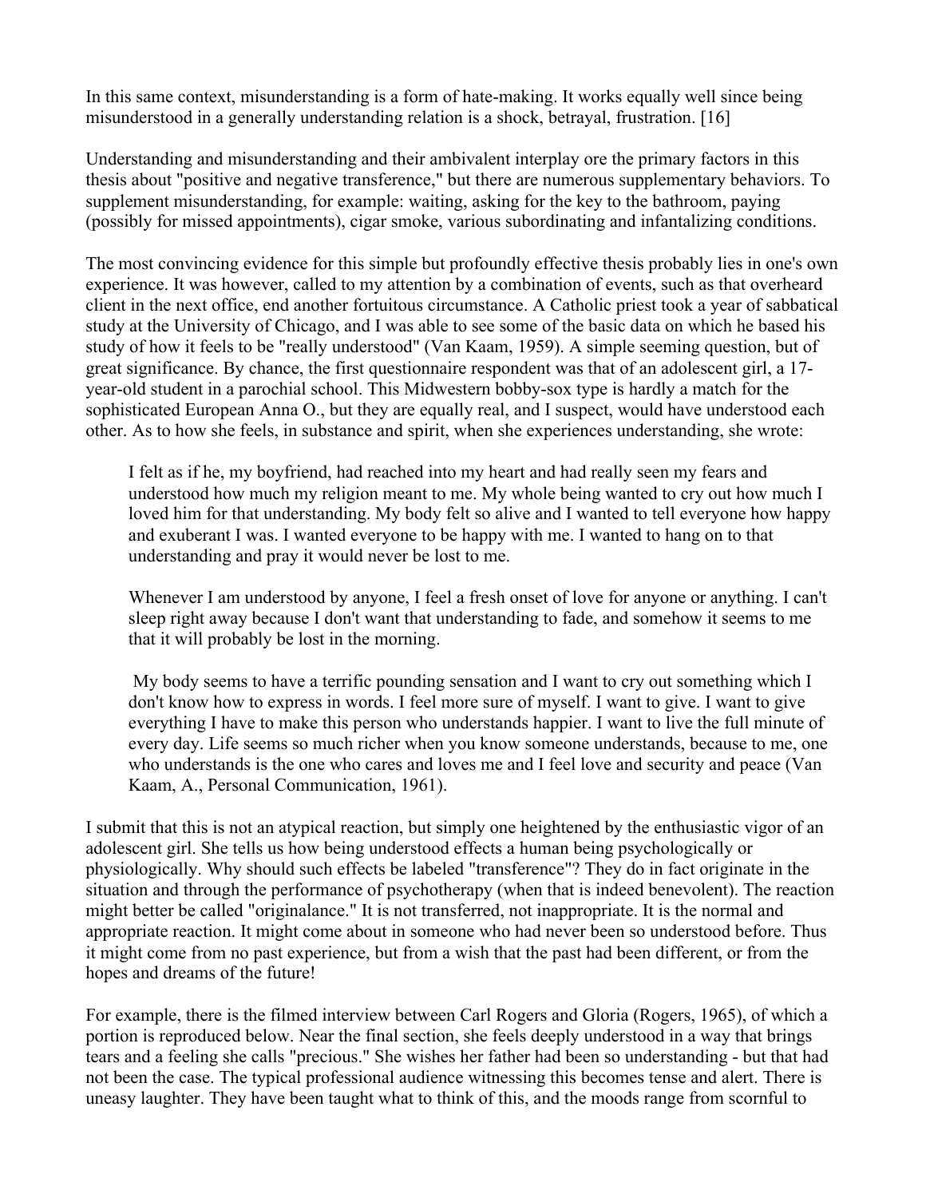In this same context, misunderstanding is a form of hate-making. It works equally well since being misunderstood in a generally understanding relation is a shock, betrayal, frustration. [16]

Understanding and misunderstanding and their ambivalent interplay ore the primary factors in this thesis about "positive and negative transference," but there are numerous supplementary behaviors. To supplement misunderstanding, for example: waiting, asking for the key to the bathroom, paying (possibly for missed appointments), cigar smoke, various subordinating and infantalizing conditions.

The most convincing evidence for this simple but profoundly effective thesis probably lies in one's own experience. It was however, called to my attention by a combination of events, such as that overheard client in the next office, end another fortuitous circumstance. A Catholic priest took a year of sabbatical study at the University of Chicago, and I was able to see some of the basic data on which he based his study of how it feels to be "really understood" (Van Kaam, 1959). A simple seeming question, but of great significance. By chance, the first questionnaire respondent was that of an adolescent girl, a 17-year-old student in a parochial school. This Midwestern bobby-sox type is hardly a match for the sophisticated European Anna O., but they are equally real, and I suspect, would have understood each other. As to how she feels, in substance and spirit, when she experiences understanding, she wrote:

> I felt as if he, my boyfriend, had reached into my heart and had really seen my fears and understood how much my religion meant to me. My whole being wanted to cry out how much I loved him for that understanding. My body felt so alive and I wanted to tell everyone how happy and exuberant I was. I wanted everyone to be happy with me. I wanted to hang on to that understanding and pray it would never be lost to me.
>
> Whenever I am understood by anyone, I feel a fresh onset of love for anyone or anything. I can't sleep right away because I don't want that understanding to fade, and somehow it seems to me that it will probably be lost in the morning.
>
> My body seems to have a terrific pounding sensation and I want to cry out something which I don't know how to express in words. I feel more sure of myself. I want to give. I want to give everything I have to make this person who understands happier. I want to live the full minute of every day. Life seems so much richer when you know someone understands, because to me, one who understands is the one who cares and loves me and I feel love and security and peace (Van Kaam, A., Personal Communication, 1961).

I submit that this is not an atypical reaction, but simply one heightened by the enthusiastic vigor of an adolescent girl. She tells us how being understood effects a human being psychologically or physiologically. Why should such effects be labeled "transference"? They do in fact originate in the situation and through the performance of psychotherapy (when that is indeed benevolent). The reaction might better be called "originalance." It is not transferred, not inappropriate. It is the normal and appropriate reaction. It might come about in someone who had never been so understood before. Thus it might come from no past experience, but from a wish that the past had been different, or from the hopes and dreams of the future!

For example, there is the filmed interview between Carl Rogers and Gloria (Rogers, 1965), of which a portion is reproduced below. Near the final section, she feels deeply understood in a way that brings tears and a feeling she calls "precious." She wishes her father had been so understanding - but that had not been the case. The typical professional audience witnessing this becomes tense and alert. There is uneasy laughter. They have been taught what to think of this, and the moods range from scornful to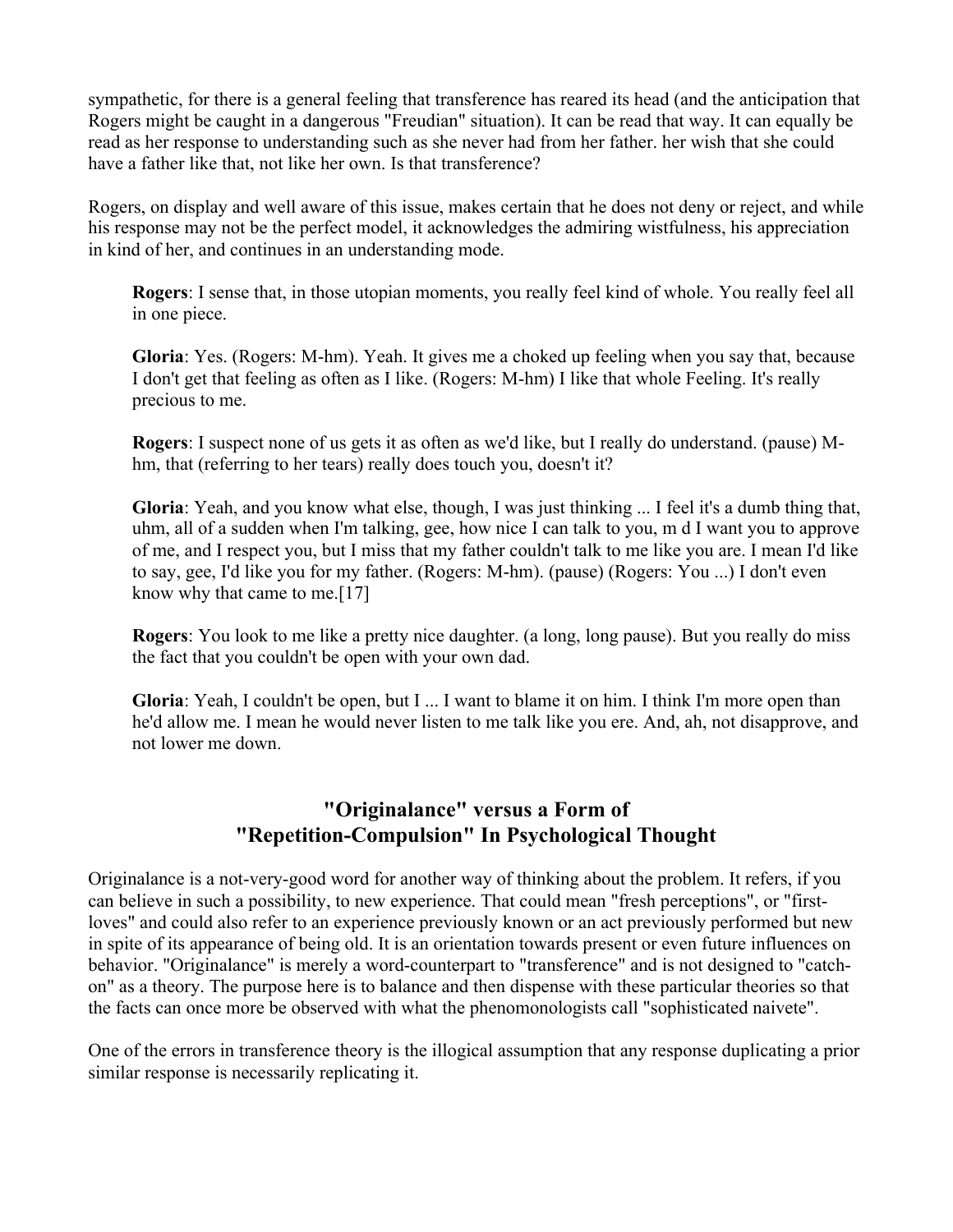sympathetic, for there is a general feeling that transference has reared its head (and the anticipation that Rogers might be caught in a dangerous "Freudian" situation). It can be read that way. It can equally be read as her response to understanding such as she never had from her father. her wish that she could have a father like that, not like her own. Is that transference?

Rogers, on display and well aware of this issue, makes certain that he does not deny or reject, and while his response may not be the perfect model, it acknowledges the admiring wistfulness, his appreciation in kind of her, and continues in an understanding mode.

> **Rogers**: I sense that, in those utopian moments, you really feel kind of whole. You really feel all in one piece.
>
> **Gloria**: Yes. (Rogers: M-hm). Yeah. It gives me a choked up feeling when you say that, because I don't get that feeling as often as I like. (Rogers: M-hm) I like that whole Feeling. It's really precious to me.
>
> **Rogers**: I suspect none of us gets it as often as we'd like, but I really do understand. (pause) M-hm, that (referring to her tears) really does touch you, doesn't it?
>
> **Gloria**: Yeah, and you know what else, though, I was just thinking ... I feel it's a dumb thing that, uhm, all of a sudden when I'm talking, gee, how nice I can talk to you, m d I want you to approve of me, and I respect you, but I miss that my father couldn't talk to me like you are. I mean I'd like to say, gee, I'd like you for my father. (Rogers: M-hm). (pause) (Rogers: You ...) I don't even know why that came to me.[17]
>
> **Rogers**: You look to me like a pretty nice daughter. (a long, long pause). But you really do miss the fact that you couldn't be open with your own dad.
>
> **Gloria**: Yeah, I couldn't be open, but I ... I want to blame it on him. I think I'm more open than he'd allow me. I mean he would never listen to me talk like you ere. And, ah, not disapprove, and not lower me down.

## "Originalance" versus a Form of "Repetition-Compulsion" In Psychological Thought

Originalance is a not-very-good word for another way of thinking about the problem. It refers, if you can believe in such a possibility, to new experience. That could mean "fresh perceptions", or "first-loves" and could also refer to an experience previously known or an act previously performed but new in spite of its appearance of being old. It is an orientation towards present or even future influences on behavior. "Originalance" is merely a word-counterpart to "transference" and is not designed to "catch-on" as a theory. The purpose here is to balance and then dispense with these particular theories so that the facts can once more be observed with what the phenomonologists call "sophisticated naivete".

One of the errors in transference theory is the illogical assumption that any response duplicating a prior similar response is necessarily replicating it.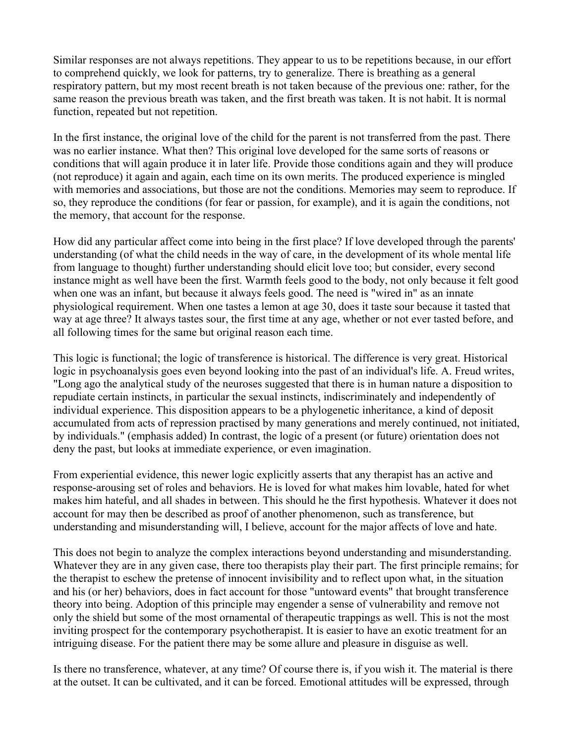Similar responses are not always repetitions. They appear to us to be repetitions because, in our effort to comprehend quickly, we look for patterns, try to generalize. There is breathing as a general respiratory pattern, but my most recent breath is not taken because of the previous one: rather, for the same reason the previous breath was taken, and the first breath was taken. It is not habit. It is normal function, repeated but not repetition.

In the first instance, the original love of the child for the parent is not transferred from the past. There was no earlier instance. What then? This original love developed for the same sorts of reasons or conditions that will again produce it in later life. Provide those conditions again and they will produce (not reproduce) it again and again, each time on its own merits. The produced experience is mingled with memories and associations, but those are not the conditions. Memories may seem to reproduce. If so, they reproduce the conditions (for fear or passion, for example), and it is again the conditions, not the memory, that account for the response.

How did any particular affect come into being in the first place? If love developed through the parents' understanding (of what the child needs in the way of care, in the development of its whole mental life from language to thought) further understanding should elicit love too; but consider, every second instance might as well have been the first. Warmth feels good to the body, not only because it felt good when one was an infant, but because it always feels good. The need is "wired in" as an innate physiological requirement. When one tastes a lemon at age 30, does it taste sour because it tasted that way at age three? It always tastes sour, the first time at any age, whether or not ever tasted before, and all following times for the same but original reason each time.

This logic is functional; the logic of transference is historical. The difference is very great. Historical logic in psychoanalysis goes even beyond looking into the past of an individual's life. A. Freud writes, "Long ago the analytical study of the neuroses suggested that there is in human nature a disposition to repudiate certain instincts, in particular the sexual instincts, indiscriminately and independently of individual experience. This disposition appears to be a phylogenetic inheritance, a kind of deposit accumulated from acts of repression practised by many generations and merely continued, not initiated, by individuals." (emphasis added) In contrast, the logic of a present (or future) orientation does not deny the past, but looks at immediate experience, or even imagination.

From experiential evidence, this newer logic explicitly asserts that any therapist has an active and response-arousing set of roles and behaviors. He is loved for what makes him lovable, hated for whet makes him hateful, and all shades in between. This should he the first hypothesis. Whatever it does not account for may then be described as proof of another phenomenon, such as transference, but understanding and misunderstanding will, I believe, account for the major affects of love and hate.

This does not begin to analyze the complex interactions beyond understanding and misunderstanding. Whatever they are in any given case, there too therapists play their part. The first principle remains; for the therapist to eschew the pretense of innocent invisibility and to reflect upon what, in the situation and his (or her) behaviors, does in fact account for those "untoward events" that brought transference theory into being. Adoption of this principle may engender a sense of vulnerability and remove not only the shield but some of the most ornamental of therapeutic trappings as well. This is not the most inviting prospect for the contemporary psychotherapist. It is easier to have an exotic treatment for an intriguing disease. For the patient there may be some allure and pleasure in disguise as well.

Is there no transference, whatever, at any time? Of course there is, if you wish it. The material is there at the outset. It can be cultivated, and it can be forced. Emotional attitudes will be expressed, through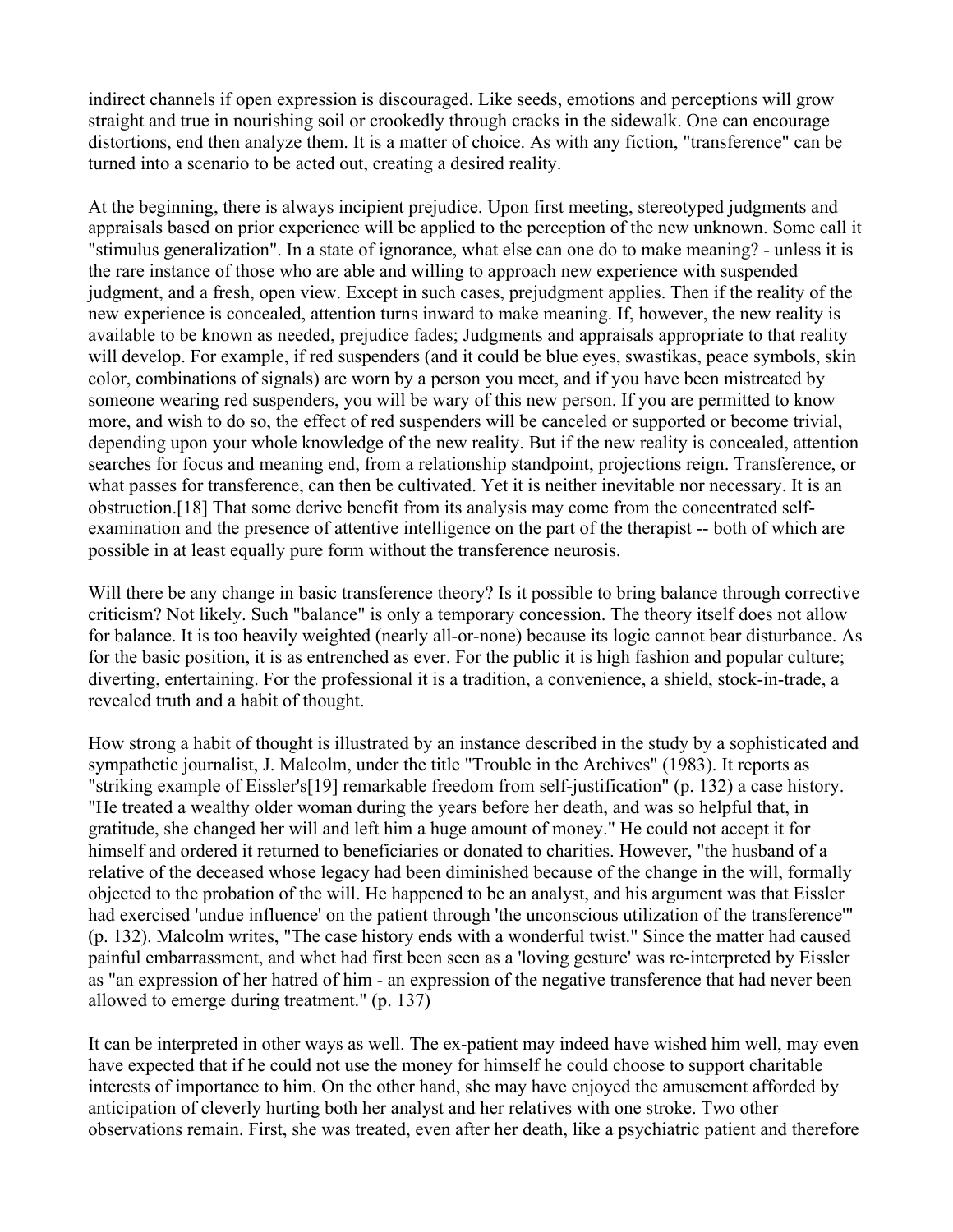indirect channels if open expression is discouraged. Like seeds, emotions and perceptions will grow straight and true in nourishing soil or crookedly through cracks in the sidewalk. One can encourage distortions, end then analyze them. It is a matter of choice. As with any fiction, "transference" can be turned into a scenario to be acted out, creating a desired reality.

At the beginning, there is always incipient prejudice. Upon first meeting, stereotyped judgments and appraisals based on prior experience will be applied to the perception of the new unknown. Some call it "stimulus generalization". In a state of ignorance, what else can one do to make meaning? - unless it is the rare instance of those who are able and willing to approach new experience with suspended judgment, and a fresh, open view. Except in such cases, prejudgment applies. Then if the reality of the new experience is concealed, attention turns inward to make meaning. If, however, the new reality is available to be known as needed, prejudice fades; Judgments and appraisals appropriate to that reality will develop. For example, if red suspenders (and it could be blue eyes, swastikas, peace symbols, skin color, combinations of signals) are worn by a person you meet, and if you have been mistreated by someone wearing red suspenders, you will be wary of this new person. If you are permitted to know more, and wish to do so, the effect of red suspenders will be canceled or supported or become trivial, depending upon your whole knowledge of the new reality. But if the new reality is concealed, attention searches for focus and meaning end, from a relationship standpoint, projections reign. Transference, or what passes for transference, can then be cultivated. Yet it is neither inevitable nor necessary. It is an obstruction.[18] That some derive benefit from its analysis may come from the concentrated self-examination and the presence of attentive intelligence on the part of the therapist -- both of which are possible in at least equally pure form without the transference neurosis.

Will there be any change in basic transference theory? Is it possible to bring balance through corrective criticism? Not likely. Such "balance" is only a temporary concession. The theory itself does not allow for balance. It is too heavily weighted (nearly all-or-none) because its logic cannot bear disturbance. As for the basic position, it is as entrenched as ever. For the public it is high fashion and popular culture; diverting, entertaining. For the professional it is a tradition, a convenience, a shield, stock-in-trade, a revealed truth and a habit of thought.

How strong a habit of thought is illustrated by an instance described in the study by a sophisticated and sympathetic journalist, J. Malcolm, under the title "Trouble in the Archives" (1983). It reports as "striking example of Eissler's[19] remarkable freedom from self-justification" (p. 132) a case history. "He treated a wealthy older woman during the years before her death, and was so helpful that, in gratitude, she changed her will and left him a huge amount of money." He could not accept it for himself and ordered it returned to beneficiaries or donated to charities. However, "the husband of a relative of the deceased whose legacy had been diminished because of the change in the will, formally objected to the probation of the will. He happened to be an analyst, and his argument was that Eissler had exercised 'undue influence' on the patient through 'the unconscious utilization of the transference'" (p. 132). Malcolm writes, "The case history ends with a wonderful twist." Since the matter had caused painful embarrassment, and whet had first been seen as a 'loving gesture' was re-interpreted by Eissler as "an expression of her hatred of him - an expression of the negative transference that had never been allowed to emerge during treatment." (p. 137)

It can be interpreted in other ways as well. The ex-patient may indeed have wished him well, may even have expected that if he could not use the money for himself he could choose to support charitable interests of importance to him. On the other hand, she may have enjoyed the amusement afforded by anticipation of cleverly hurting both her analyst and her relatives with one stroke. Two other observations remain. First, she was treated, even after her death, like a psychiatric patient and therefore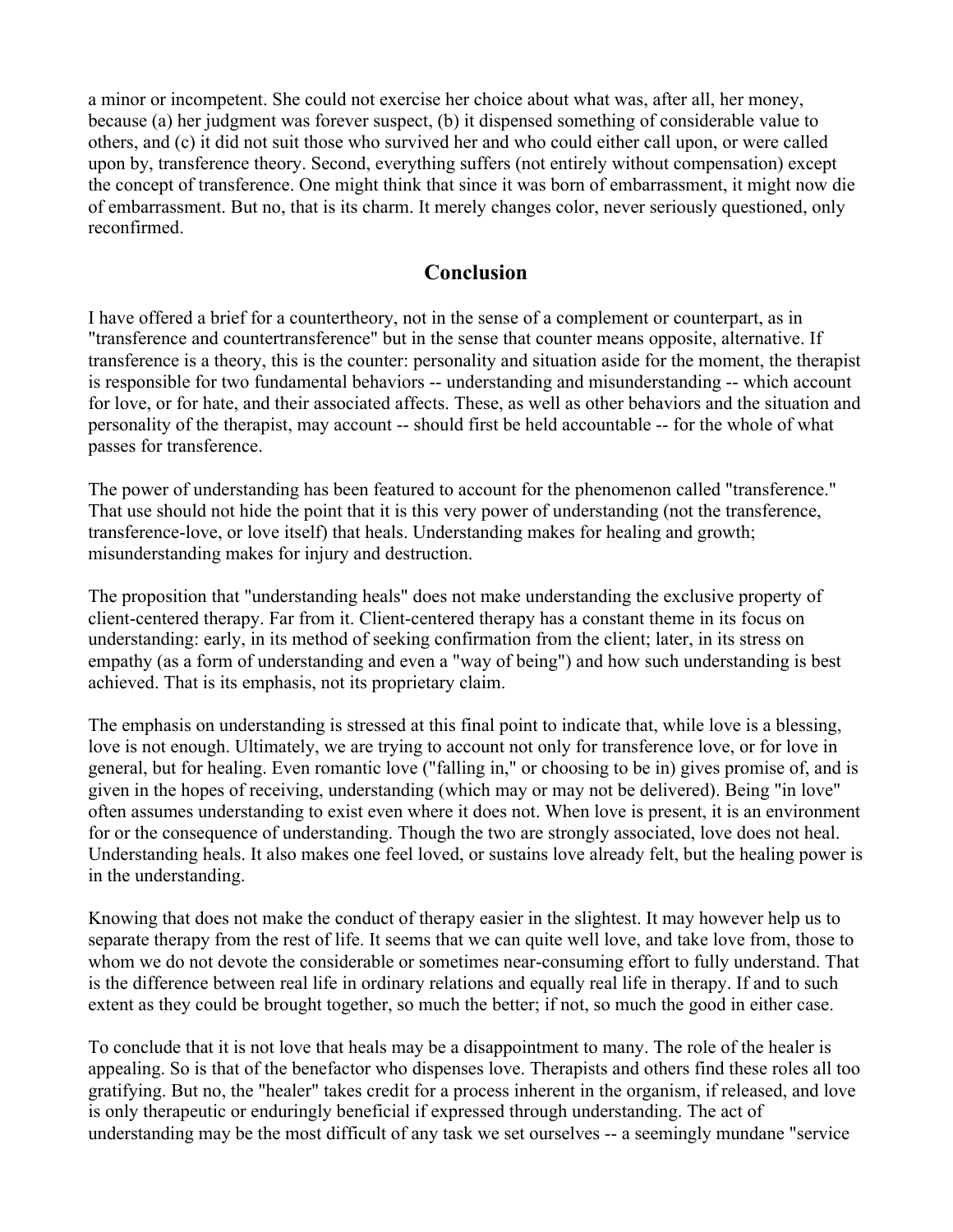a minor or incompetent. She could not exercise her choice about what was, after all, her money, because (a) her judgment was forever suspect, (b) it dispensed something of considerable value to others, and (c) it did not suit those who survived her and who could either call upon, or were called upon by, transference theory. Second, everything suffers (not entirely without compensation) except the concept of transference. One might think that since it was born of embarrassment, it might now die of embarrassment. But no, that is its charm. It merely changes color, never seriously questioned, only reconfirmed.

## Conclusion

I have offered a brief for a countertheory, not in the sense of a complement or counterpart, as in "transference and countertransference" but in the sense that counter means opposite, alternative. If transference is a theory, this is the counter: personality and situation aside for the moment, the therapist is responsible for two fundamental behaviors -- understanding and misunderstanding -- which account for love, or for hate, and their associated affects. These, as well as other behaviors and the situation and personality of the therapist, may account -- should first be held accountable -- for the whole of what passes for transference.

The power of understanding has been featured to account for the phenomenon called "transference." That use should not hide the point that it is this very power of understanding (not the transference, transference-love, or love itself) that heals. Understanding makes for healing and growth; misunderstanding makes for injury and destruction.

The proposition that "understanding heals" does not make understanding the exclusive property of client-centered therapy. Far from it. Client-centered therapy has a constant theme in its focus on understanding: early, in its method of seeking confirmation from the client; later, in its stress on empathy (as a form of understanding and even a "way of being") and how such understanding is best achieved. That is its emphasis, not its proprietary claim.

The emphasis on understanding is stressed at this final point to indicate that, while love is a blessing, love is not enough. Ultimately, we are trying to account not only for transference love, or for love in general, but for healing. Even romantic love ("falling in," or choosing to be in) gives promise of, and is given in the hopes of receiving, understanding (which may or may not be delivered). Being "in love" often assumes understanding to exist even where it does not. When love is present, it is an environment for or the consequence of understanding. Though the two are strongly associated, love does not heal. Understanding heals. It also makes one feel loved, or sustains love already felt, but the healing power is in the understanding.

Knowing that does not make the conduct of therapy easier in the slightest. It may however help us to separate therapy from the rest of life. It seems that we can quite well love, and take love from, those to whom we do not devote the considerable or sometimes near-consuming effort to fully understand. That is the difference between real life in ordinary relations and equally real life in therapy. If and to such extent as they could be brought together, so much the better; if not, so much the good in either case.

To conclude that it is not love that heals may be a disappointment to many. The role of the healer is appealing. So is that of the benefactor who dispenses love. Therapists and others find these roles all too gratifying. But no, the "healer" takes credit for a process inherent in the organism, if released, and love is only therapeutic or enduringly beneficial if expressed through understanding. The act of understanding may be the most difficult of any task we set ourselves -- a seemingly mundane "service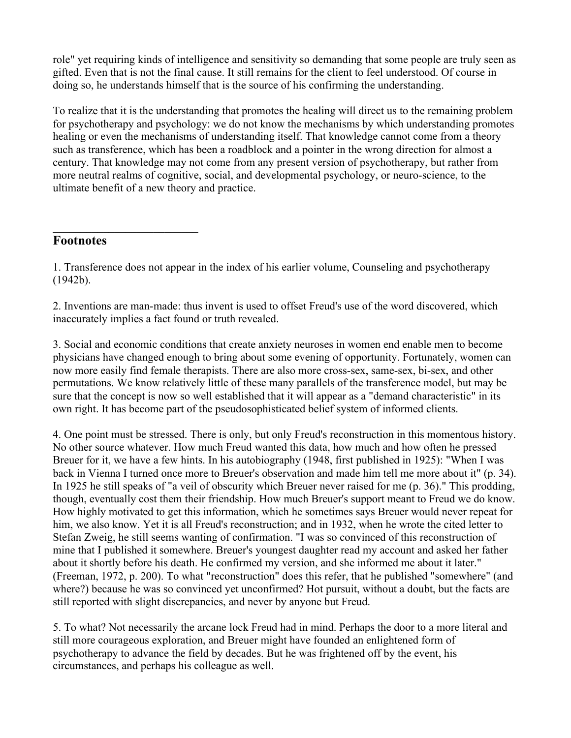role" yet requiring kinds of intelligence and sensitivity so demanding that some people are truly seen as gifted. Even that is not the final cause. It still remains for the client to feel understood. Of course in doing so, he understands himself that is the source of his confirming the understanding.

To realize that it is the understanding that promotes the healing will direct us to the remaining problem for psychotherapy and psychology: we do not know the mechanisms by which understanding promotes healing or even the mechanisms of understanding itself. That knowledge cannot come from a theory such as transference, which has been a roadblock and a pointer in the wrong direction for almost a century. That knowledge may not come from any present version of psychotherapy, but rather from more neutral realms of cognitive, social, and developmental psychology, or neuro-science, to the ultimate benefit of a new theory and practice.

---

## Footnotes

1. Transference does not appear in the index of his earlier volume, Counseling and psychotherapy (1942b).

2. Inventions are man-made: thus invent is used to offset Freud's use of the word discovered, which inaccurately implies a fact found or truth revealed.

3. Social and economic conditions that create anxiety neuroses in women end enable men to become physicians have changed enough to bring about some evening of opportunity. Fortunately, women can now more easily find female therapists. There are also more cross-sex, same-sex, bi-sex, and other permutations. We know relatively little of these many parallels of the transference model, but may be sure that the concept is now so well established that it will appear as a "demand characteristic" in its own right. It has become part of the pseudosophisticated belief system of informed clients.

4. One point must be stressed. There is only, but only Freud's reconstruction in this momentous history. No other source whatever. How much Freud wanted this data, how much and how often he pressed Breuer for it, we have a few hints. In his autobiography (1948, first published in 1925): "When I was back in Vienna I turned once more to Breuer's observation and made him tell me more about it" (p. 34). In 1925 he still speaks of "a veil of obscurity which Breuer never raised for me (p. 36)." This prodding, though, eventually cost them their friendship. How much Breuer's support meant to Freud we do know. How highly motivated to get this information, which he sometimes says Breuer would never repeat for him, we also know. Yet it is all Freud's reconstruction; and in 1932, when he wrote the cited letter to Stefan Zweig, he still seems wanting of confirmation. "I was so convinced of this reconstruction of mine that I published it somewhere. Breuer's youngest daughter read my account and asked her father about it shortly before his death. He confirmed my version, and she informed me about it later." (Freeman, 1972, p. 200). To what "reconstruction" does this refer, that he published "somewhere" (and where?) because he was so convinced yet unconfirmed? Hot pursuit, without a doubt, but the facts are still reported with slight discrepancies, and never by anyone but Freud.

5. To what? Not necessarily the arcane lock Freud had in mind. Perhaps the door to a more literal and still more courageous exploration, and Breuer might have founded an enlightened form of psychotherapy to advance the field by decades. But he was frightened off by the event, his circumstances, and perhaps his colleague as well.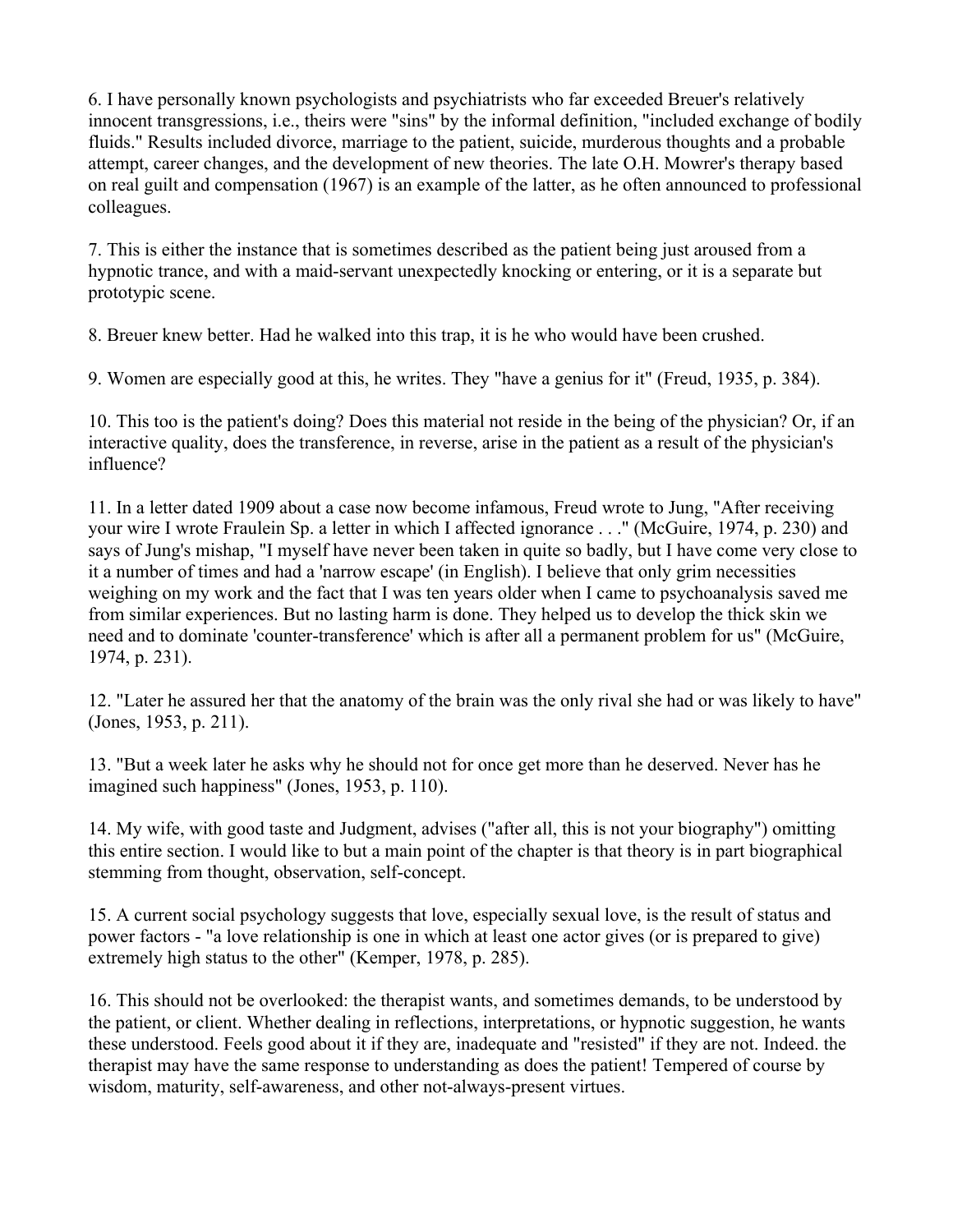6. I have personally known psychologists and psychiatrists who far exceeded Breuer's relatively innocent transgressions, i.e., theirs were "sins" by the informal definition, "included exchange of bodily fluids." Results included divorce, marriage to the patient, suicide, murderous thoughts and a probable attempt, career changes, and the development of new theories. The late O.H. Mowrer's therapy based on real guilt and compensation (1967) is an example of the latter, as he often announced to professional colleagues.

7. This is either the instance that is sometimes described as the patient being just aroused from a hypnotic trance, and with a maid-servant unexpectedly knocking or entering, or it is a separate but prototypic scene.

8. Breuer knew better. Had he walked into this trap, it is he who would have been crushed.

9. Women are especially good at this, he writes. They "have a genius for it" (Freud, 1935, p. 384).

10. This too is the patient's doing? Does this material not reside in the being of the physician? Or, if an interactive quality, does the transference, in reverse, arise in the patient as a result of the physician's influence?

11. In a letter dated 1909 about a case now become infamous, Freud wrote to Jung, "After receiving your wire I wrote Fraulein Sp. a letter in which I affected ignorance . . ." (McGuire, 1974, p. 230) and says of Jung's mishap, "I myself have never been taken in quite so badly, but I have come very close to it a number of times and had a 'narrow escape' (in English). I believe that only grim necessities weighing on my work and the fact that I was ten years older when I came to psychoanalysis saved me from similar experiences. But no lasting harm is done. They helped us to develop the thick skin we need and to dominate 'counter-transference' which is after all a permanent problem for us" (McGuire, 1974, p. 231).

12. "Later he assured her that the anatomy of the brain was the only rival she had or was likely to have" (Jones, 1953, p. 211).

13. "But a week later he asks why he should not for once get more than he deserved. Never has he imagined such happiness" (Jones, 1953, p. 110).

14. My wife, with good taste and Judgment, advises ("after all, this is not your biography") omitting this entire section. I would like to but a main point of the chapter is that theory is in part biographical stemming from thought, observation, self-concept.

15. A current social psychology suggests that love, especially sexual love, is the result of status and power factors - "a love relationship is one in which at least one actor gives (or is prepared to give) extremely high status to the other" (Kemper, 1978, p. 285).

16. This should not be overlooked: the therapist wants, and sometimes demands, to be understood by the patient, or client. Whether dealing in reflections, interpretations, or hypnotic suggestion, he wants these understood. Feels good about it if they are, inadequate and "resisted" if they are not. Indeed. the therapist may have the same response to understanding as does the patient! Tempered of course by wisdom, maturity, self-awareness, and other not-always-present virtues.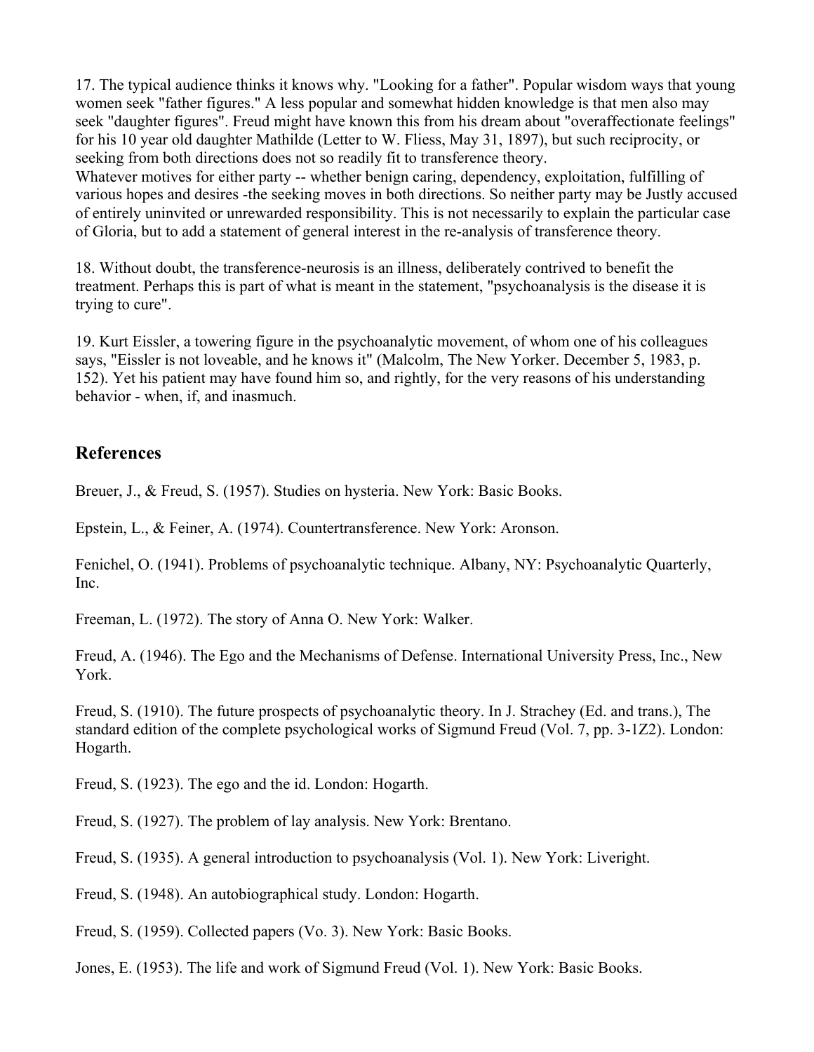17. The typical audience thinks it knows why. "Looking for a father". Popular wisdom ways that young women seek "father figures." A less popular and somewhat hidden knowledge is that men also may seek "daughter figures". Freud might have known this from his dream about "overaffectionate feelings" for his 10 year old daughter Mathilde (Letter to W. Fliess, May 31, 1897), but such reciprocity, or seeking from both directions does not so readily fit to transference theory.
Whatever motives for either party -- whether benign caring, dependency, exploitation, fulfilling of various hopes and desires -the seeking moves in both directions. So neither party may be Justly accused of entirely uninvited or unrewarded responsibility. This is not necessarily to explain the particular case of Gloria, but to add a statement of general interest in the re-analysis of transference theory.

18. Without doubt, the transference-neurosis is an illness, deliberately contrived to benefit the treatment. Perhaps this is part of what is meant in the statement, "psychoanalysis is the disease it is trying to cure".

19. Kurt Eissler, a towering figure in the psychoanalytic movement, of whom one of his colleagues says, "Eissler is not loveable, and he knows it" (Malcolm, The New Yorker. December 5, 1983, p. 152). Yet his patient may have found him so, and rightly, for the very reasons of his understanding behavior - when, if, and inasmuch.

## References

Breuer, J., & Freud, S. (1957). Studies on hysteria. New York: Basic Books.

Epstein, L., & Feiner, A. (1974). Countertransference. New York: Aronson.

Fenichel, O. (1941). Problems of psychoanalytic technique. Albany, NY: Psychoanalytic Quarterly, Inc.

Freeman, L. (1972). The story of Anna O. New York: Walker.

Freud, A. (1946). The Ego and the Mechanisms of Defense. International University Press, Inc., New York.

Freud, S. (1910). The future prospects of psychoanalytic theory. In J. Strachey (Ed. and trans.), The standard edition of the complete psychological works of Sigmund Freud (Vol. 7, pp. 3-1Z2). London: Hogarth.

Freud, S. (1923). The ego and the id. London: Hogarth.

Freud, S. (1927). The problem of lay analysis. New York: Brentano.

Freud, S. (1935). A general introduction to psychoanalysis (Vol. 1). New York: Liveright.

Freud, S. (1948). An autobiographical study. London: Hogarth.

Freud, S. (1959). Collected papers (Vo. 3). New York: Basic Books.

Jones, E. (1953). The life and work of Sigmund Freud (Vol. 1). New York: Basic Books.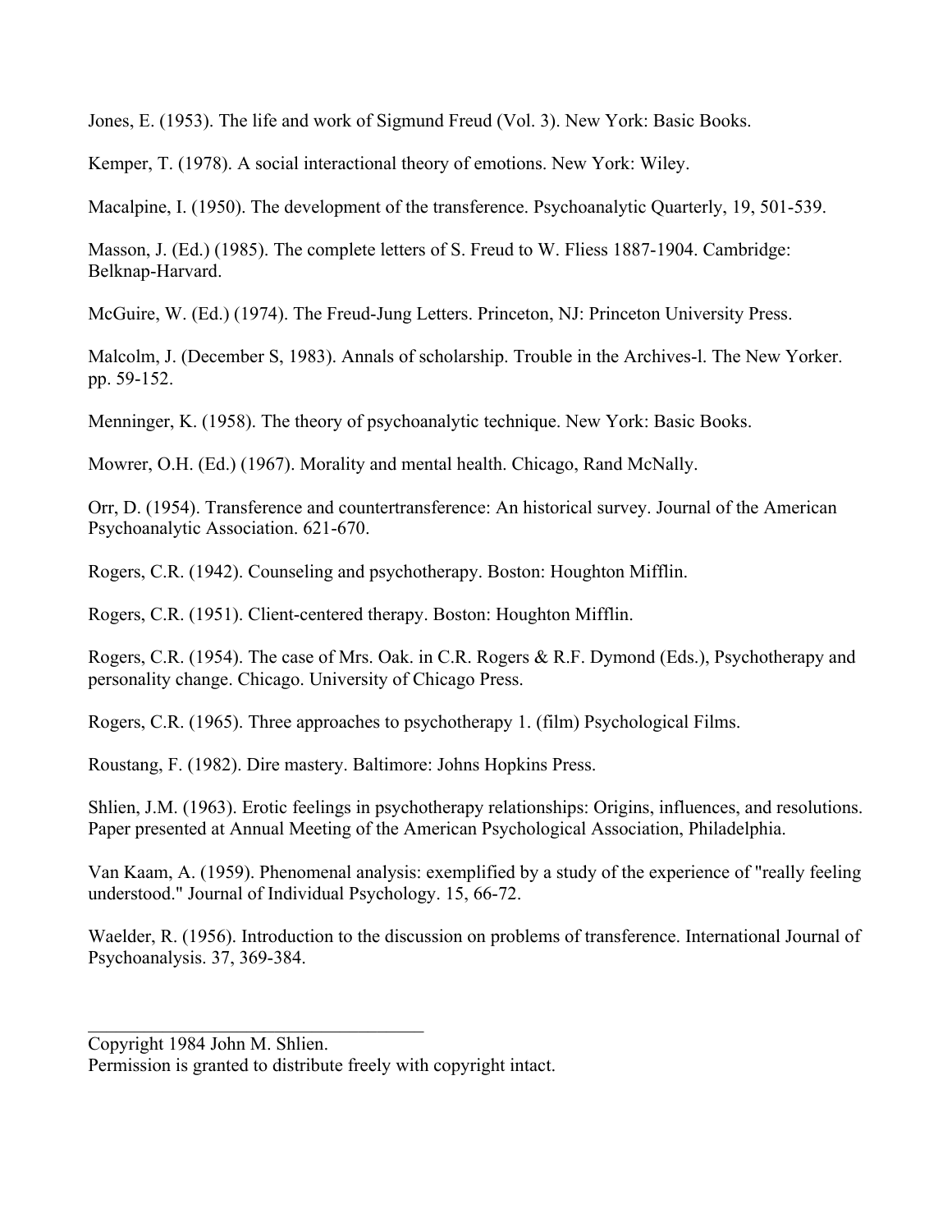Jones, E. (1953). The life and work of Sigmund Freud (Vol. 3). New York: Basic Books.

Kemper, T. (1978). A social interactional theory of emotions. New York: Wiley.

Macalpine, I. (1950). The development of the transference. Psychoanalytic Quarterly, 19, 501-539.

Masson, J. (Ed.) (1985). The complete letters of S. Freud to W. Fliess 1887-1904. Cambridge: Belknap-Harvard.

McGuire, W. (Ed.) (1974). The Freud-Jung Letters. Princeton, NJ: Princeton University Press.

Malcolm, J. (December S, 1983). Annals of scholarship. Trouble in the Archives-l. The New Yorker. pp. 59-152.

Menninger, K. (1958). The theory of psychoanalytic technique. New York: Basic Books.

Mowrer, O.H. (Ed.) (1967). Morality and mental health. Chicago, Rand McNally.

Orr, D. (1954). Transference and countertransference: An historical survey. Journal of the American Psychoanalytic Association. 621-670.

Rogers, C.R. (1942). Counseling and psychotherapy. Boston: Houghton Mifflin.

Rogers, C.R. (1951). Client-centered therapy. Boston: Houghton Mifflin.

Rogers, C.R. (1954). The case of Mrs. Oak. in C.R. Rogers & R.F. Dymond (Eds.), Psychotherapy and personality change. Chicago. University of Chicago Press.

Rogers, C.R. (1965). Three approaches to psychotherapy 1. (film) Psychological Films.

Roustang, F. (1982). Dire mastery. Baltimore: Johns Hopkins Press.

Shlien, J.M. (1963). Erotic feelings in psychotherapy relationships: Origins, influences, and resolutions. Paper presented at Annual Meeting of the American Psychological Association, Philadelphia.

Van Kaam, A. (1959). Phenomenal analysis: exemplified by a study of the experience of "really feeling understood." Journal of Individual Psychology. 15, 66-72.

Waelder, R. (1956). Introduction to the discussion on problems of transference. International Journal of Psychoanalysis. 37, 369-384.

---

Copyright 1984 John M. Shlien.
Permission is granted to distribute freely with copyright intact.